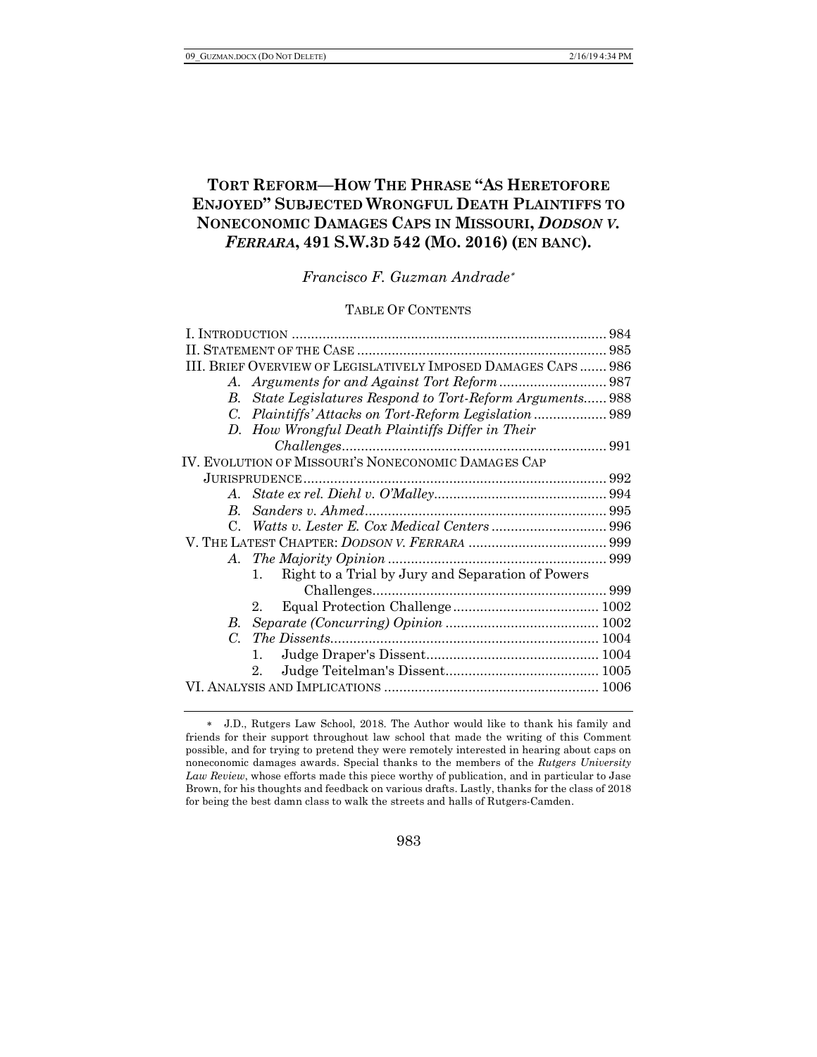# TORT REFORM—HOW THE PHRASE "AS HERETOFORE ENJOYED" SUBJECTED WRONGFUL DEATH PLAINTIFFS TO NONECONOMIC DAMAGES CAPS IN MISSOURI, *DODSON V. FERRARA*, 491 S.W.3D 542 (MO. 2016) (EN BANC).

*Francisco F. Guzman Andrade*[*]

TABLE OF CONTENTS

I. INTRODUCTION .......... 984
II. STATEMENT OF THE CASE .......... 985
III. BRIEF OVERVIEW OF LEGISLATIVELY IMPOSED DAMAGES CAPS .......... 986
- *A. Arguments for and Against Tort Reform* .......... 987
- *B. State Legislatures Respond to Tort-Reform Arguments* .......... 988
- *C. Plaintiffs' Attacks on Tort-Reform Legislation* .......... 989
- *D. How Wrongful Death Plaintiffs Differ in Their Challenges* .......... 991

IV. EVOLUTION OF MISSOURI'S NONECONOMIC DAMAGES CAP JURISPRUDENCE .......... 992
- *A. State ex rel. Diehl v. O'Malley* .......... 994
- *B. Sanders v. Ahmed* .......... 995
- C. *Watts v. Lester E. Cox Medical Centers* .......... 996

V. THE LATEST CHAPTER: *DODSON V. FERRARA* .......... 999
- *A. The Majority Opinion* .......... 999
  1. Right to a Trial by Jury and Separation of Powers Challenges .......... 999
  2. Equal Protection Challenge .......... 1002
- *B. Separate (Concurring) Opinion* .......... 1002
- *C. The Dissents* .......... 1004
  1. Judge Draper's Dissent .......... 1004
  2. Judge Teitelman's Dissent .......... 1005

VI. ANALYSIS AND IMPLICATIONS .......... 1006

---

[*] J.D., Rutgers Law School, 2018. The Author would like to thank his family and friends for their support throughout law school that made the writing of this Comment possible, and for trying to pretend they were remotely interested in hearing about caps on noneconomic damages awards. Special thanks to the members of the *Rutgers University Law Review*, whose efforts made this piece worthy of publication, and in particular to Jase Brown, for his thoughts and feedback on various drafts. Lastly, thanks for the class of 2018 for being the best damn class to walk the streets and halls of Rutgers-Camden.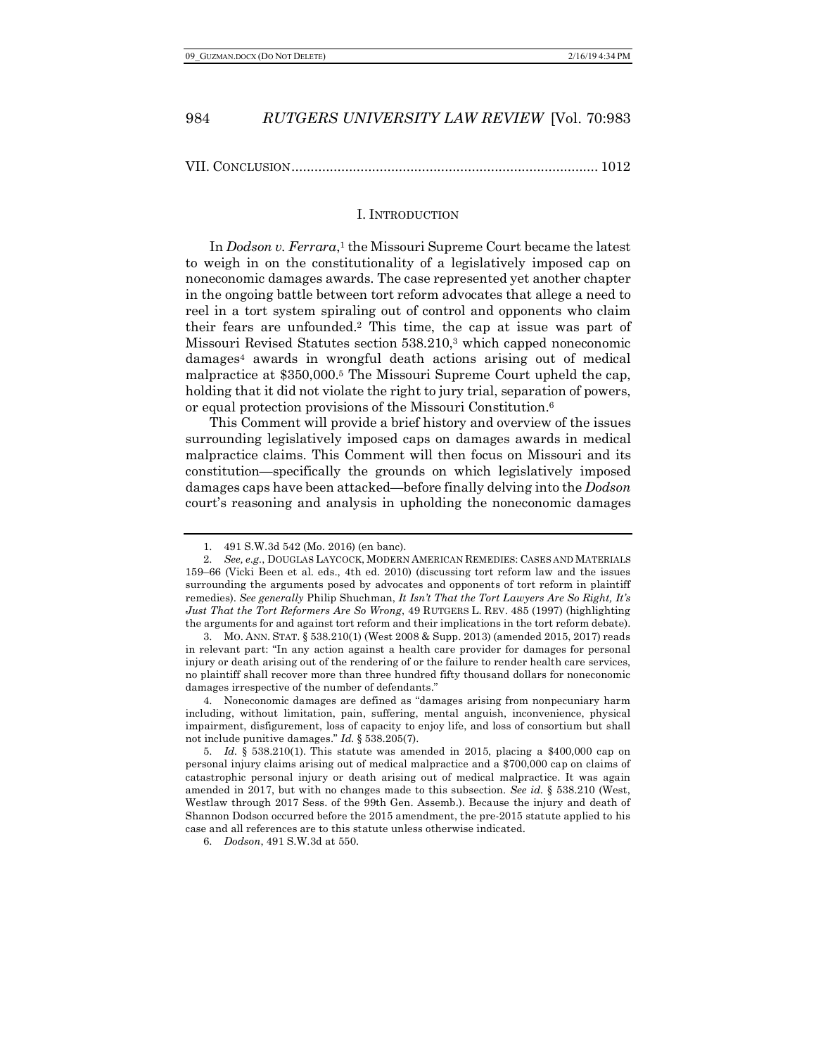VII. CONCLUSION................................................................................ 1012

## I. INTRODUCTION

In *Dodson v. Ferrara*,[1] the Missouri Supreme Court became the latest to weigh in on the constitutionality of a legislatively imposed cap on noneconomic damages awards. The case represented yet another chapter in the ongoing battle between tort reform advocates that allege a need to reel in a tort system spiraling out of control and opponents who claim their fears are unfounded.[2] This time, the cap at issue was part of Missouri Revised Statutes section 538.210,[3] which capped noneconomic damages[4] awards in wrongful death actions arising out of medical malpractice at $350,000.[5] The Missouri Supreme Court upheld the cap, holding that it did not violate the right to jury trial, separation of powers, or equal protection provisions of the Missouri Constitution.[6]

This Comment will provide a brief history and overview of the issues surrounding legislatively imposed caps on damages awards in medical malpractice claims. This Comment will then focus on Missouri and its constitution—specifically the grounds on which legislatively imposed damages caps have been attacked—before finally delving into the *Dodson* court's reasoning and analysis in upholding the noneconomic damages

---

1. 491 S.W.3d 542 (Mo. 2016) (en banc).

2. *See, e.g.*, DOUGLAS LAYCOCK, MODERN AMERICAN REMEDIES: CASES AND MATERIALS 159–66 (Vicki Been et al. eds., 4th ed. 2010) (discussing tort reform law and the issues surrounding the arguments posed by advocates and opponents of tort reform in plaintiff remedies). *See generally* Philip Shuchman, *It Isn't That the Tort Lawyers Are So Right, It's Just That the Tort Reformers Are So Wrong*, 49 RUTGERS L. REV. 485 (1997) (highlighting the arguments for and against tort reform and their implications in the tort reform debate).

3. MO. ANN. STAT. § 538.210(1) (West 2008 & Supp. 2013) (amended 2015, 2017) reads in relevant part: "In any action against a health care provider for damages for personal injury or death arising out of the rendering of or the failure to render health care services, no plaintiff shall recover more than three hundred fifty thousand dollars for noneconomic damages irrespective of the number of defendants."

4. Noneconomic damages are defined as "damages arising from nonpecuniary harm including, without limitation, pain, suffering, mental anguish, inconvenience, physical impairment, disfigurement, loss of capacity to enjoy life, and loss of consortium but shall not include punitive damages." *Id.* § 538.205(7).

5. *Id.* § 538.210(1). This statute was amended in 2015, placing a $400,000 cap on personal injury claims arising out of medical malpractice and a $700,000 cap on claims of catastrophic personal injury or death arising out of medical malpractice. It was again amended in 2017, but with no changes made to this subsection. *See id.* § 538.210 (West, Westlaw through 2017 Sess. of the 99th Gen. Assemb.). Because the injury and death of Shannon Dodson occurred before the 2015 amendment, the pre-2015 statute applied to his case and all references are to this statute unless otherwise indicated.

6. *Dodson*, 491 S.W.3d at 550.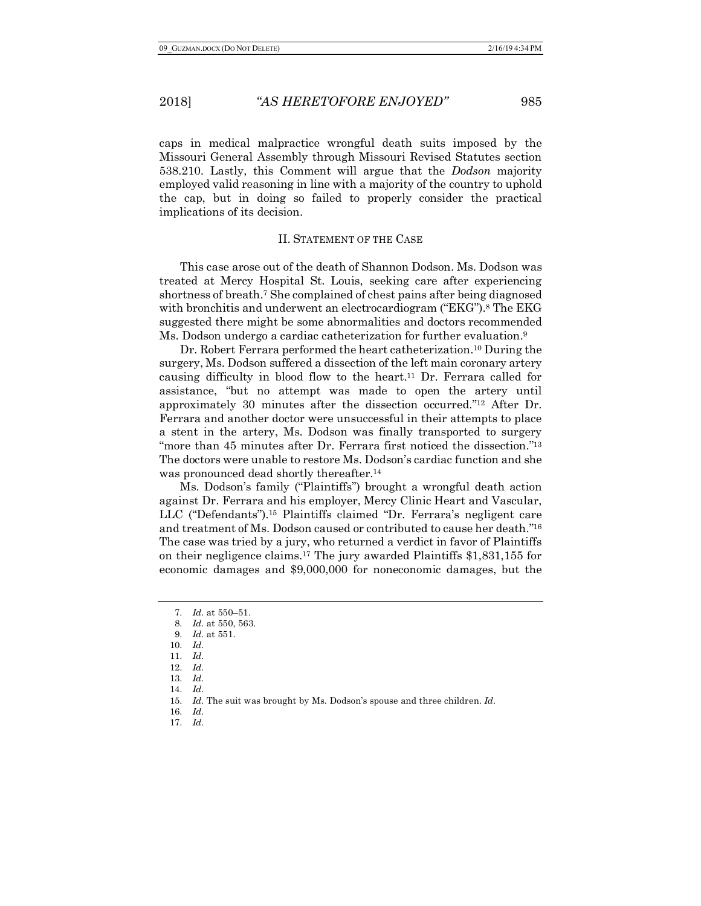caps in medical malpractice wrongful death suits imposed by the Missouri General Assembly through Missouri Revised Statutes section 538.210. Lastly, this Comment will argue that the *Dodson* majority employed valid reasoning in line with a majority of the country to uphold the cap, but in doing so failed to properly consider the practical implications of its decision.

## II. Statement of the Case

This case arose out of the death of Shannon Dodson. Ms. Dodson was treated at Mercy Hospital St. Louis, seeking care after experiencing shortness of breath.[7] She complained of chest pains after being diagnosed with bronchitis and underwent an electrocardiogram ("EKG").[8] The EKG suggested there might be some abnormalities and doctors recommended Ms. Dodson undergo a cardiac catheterization for further evaluation.[9]

Dr. Robert Ferrara performed the heart catheterization.[10] During the surgery, Ms. Dodson suffered a dissection of the left main coronary artery causing difficulty in blood flow to the heart.[11] Dr. Ferrara called for assistance, "but no attempt was made to open the artery until approximately 30 minutes after the dissection occurred."[12] After Dr. Ferrara and another doctor were unsuccessful in their attempts to place a stent in the artery, Ms. Dodson was finally transported to surgery "more than 45 minutes after Dr. Ferrara first noticed the dissection."[13] The doctors were unable to restore Ms. Dodson's cardiac function and she was pronounced dead shortly thereafter.[14]

Ms. Dodson's family ("Plaintiffs") brought a wrongful death action against Dr. Ferrara and his employer, Mercy Clinic Heart and Vascular, LLC ("Defendants").[15] Plaintiffs claimed "Dr. Ferrara's negligent care and treatment of Ms. Dodson caused or contributed to cause her death."[16] The case was tried by a jury, who returned a verdict in favor of Plaintiffs on their negligence claims.[17] The jury awarded Plaintiffs $1,831,155 for economic damages and $9,000,000 for noneconomic damages, but the

---

7. *Id.* at 550–51.
8. *Id.* at 550, 563.
9. *Id.* at 551.
10. *Id.*
11. *Id.*
12. *Id.*
13. *Id.*
14. *Id.*
15. *Id.* The suit was brought by Ms. Dodson's spouse and three children. *Id.*
16. *Id.*
17. *Id.*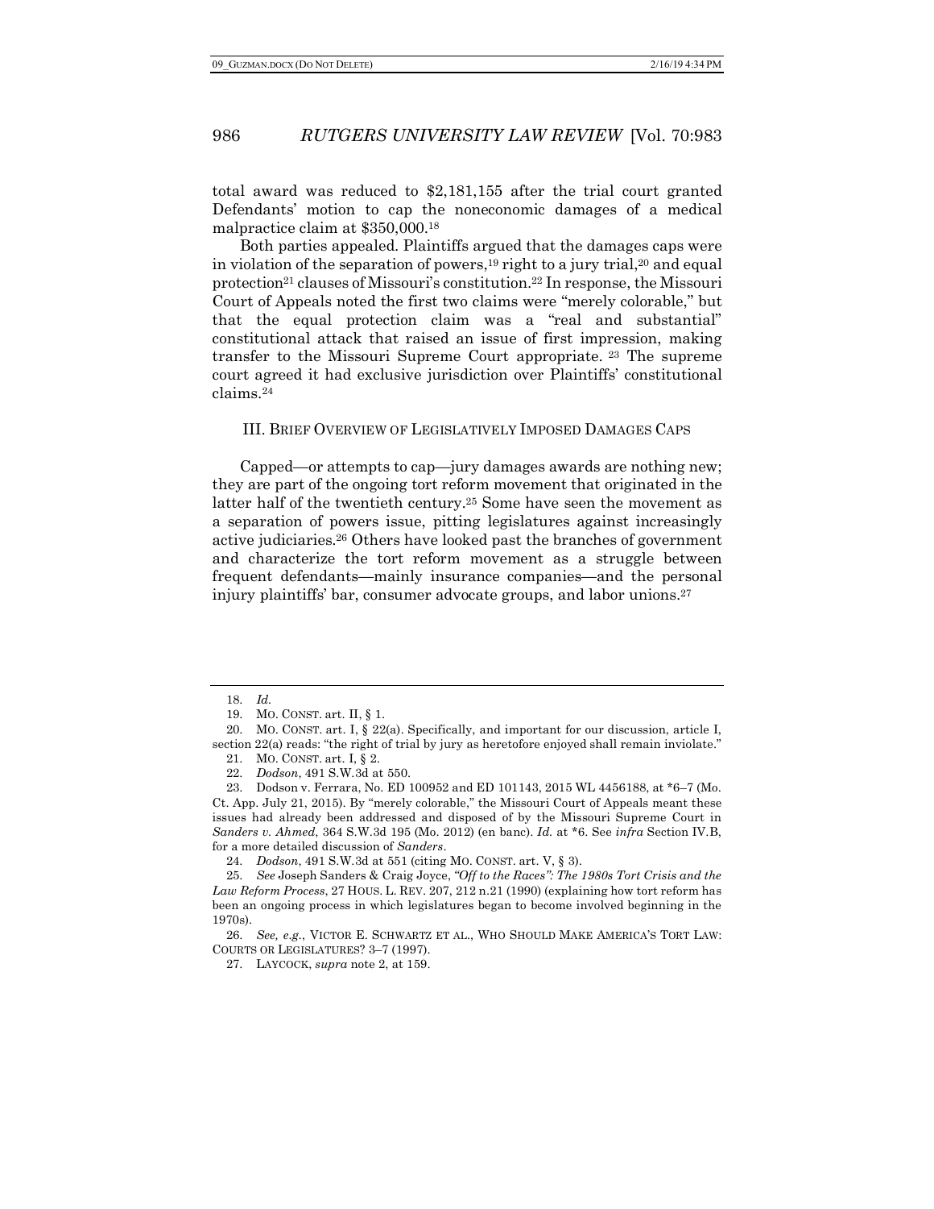total award was reduced to $2,181,155 after the trial court granted Defendants' motion to cap the noneconomic damages of a medical malpractice claim at $350,000.[18]

Both parties appealed. Plaintiffs argued that the damages caps were in violation of the separation of powers,[19] right to a jury trial,[20] and equal protection[21] clauses of Missouri's constitution.[22] In response, the Missouri Court of Appeals noted the first two claims were "merely colorable," but that the equal protection claim was a "real and substantial" constitutional attack that raised an issue of first impression, making transfer to the Missouri Supreme Court appropriate.[23] The supreme court agreed it had exclusive jurisdiction over Plaintiffs' constitutional claims.[24]

## III. BRIEF OVERVIEW OF LEGISLATIVELY IMPOSED DAMAGES CAPS

Capped—or attempts to cap—jury damages awards are nothing new; they are part of the ongoing tort reform movement that originated in the latter half of the twentieth century.[25] Some have seen the movement as a separation of powers issue, pitting legislatures against increasingly active judiciaries.[26] Others have looked past the branches of government and characterize the tort reform movement as a struggle between frequent defendants—mainly insurance companies—and the personal injury plaintiffs' bar, consumer advocate groups, and labor unions.[27]

---

18. *Id.*

19. MO. CONST. art. II, § 1.

20. MO. CONST. art. I, § 22(a). Specifically, and important for our discussion, article I, section 22(a) reads: "the right of trial by jury as heretofore enjoyed shall remain inviolate."

21. MO. CONST. art. I, § 2.

22. *Dodson*, 491 S.W.3d at 550.

23. Dodson v. Ferrara, No. ED 100952 and ED 101143, 2015 WL 4456188, at *6–7 (Mo. Ct. App. July 21, 2015). By "merely colorable," the Missouri Court of Appeals meant these issues had already been addressed and disposed of by the Missouri Supreme Court in *Sanders v. Ahmed*, 364 S.W.3d 195 (Mo. 2012) (en banc). *Id.* at *6. See *infra* Section IV.B, for a more detailed discussion of *Sanders*.

24. *Dodson*, 491 S.W.3d at 551 (citing MO. CONST. art. V, § 3).

25. *See* Joseph Sanders & Craig Joyce, *"Off to the Races": The 1980s Tort Crisis and the Law Reform Process*, 27 HOUS. L. REV. 207, 212 n.21 (1990) (explaining how tort reform has been an ongoing process in which legislatures began to become involved beginning in the 1970s).

26. *See, e.g.*, VICTOR E. SCHWARTZ ET AL., WHO SHOULD MAKE AMERICA'S TORT LAW: COURTS OR LEGISLATURES? 3–7 (1997).

27. LAYCOCK, *supra* note 2, at 159.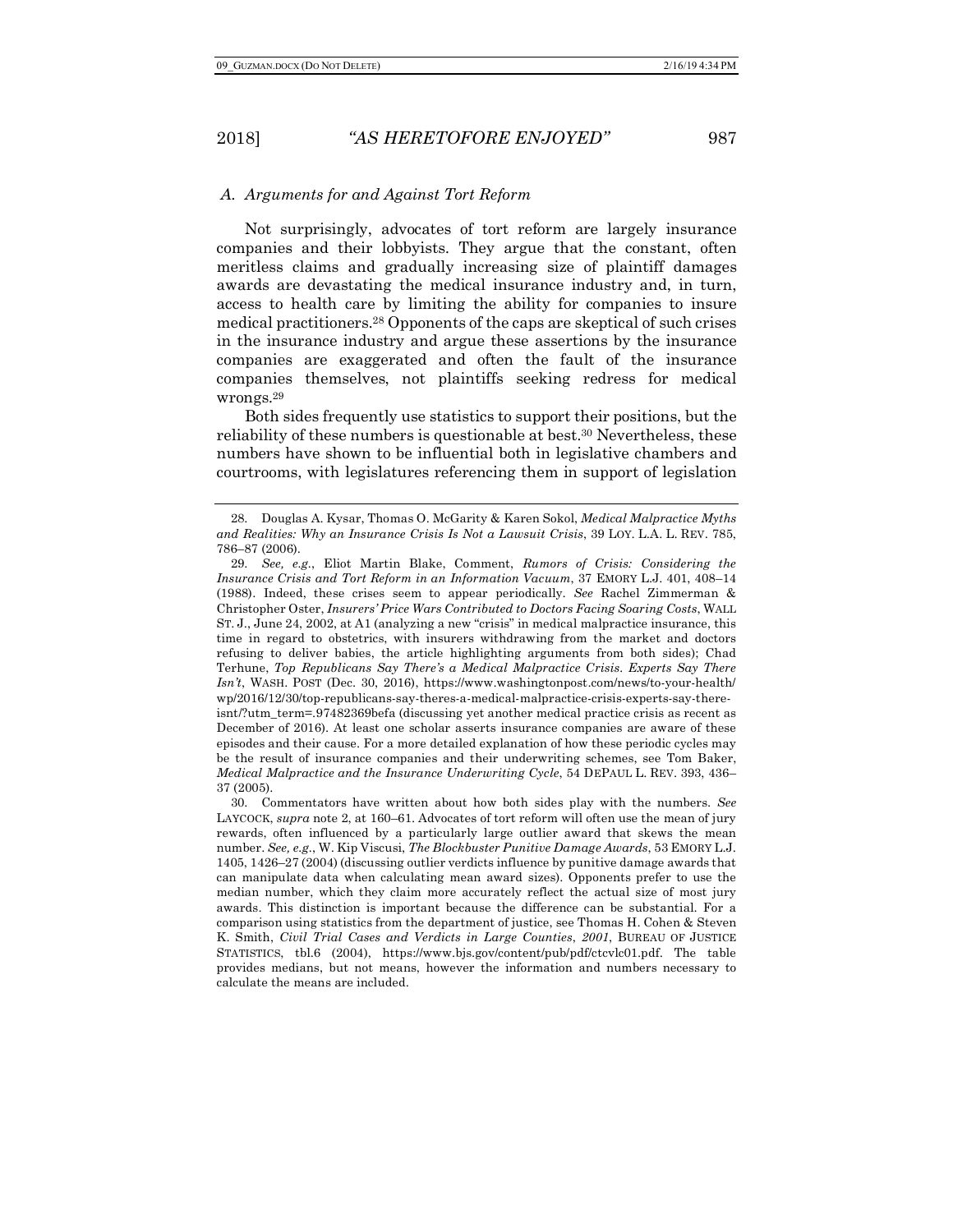### *A. Arguments for and Against Tort Reform*

Not surprisingly, advocates of tort reform are largely insurance companies and their lobbyists. They argue that the constant, often meritless claims and gradually increasing size of plaintiff damages awards are devastating the medical insurance industry and, in turn, access to health care by limiting the ability for companies to insure medical practitioners.[28] Opponents of the caps are skeptical of such crises in the insurance industry and argue these assertions by the insurance companies are exaggerated and often the fault of the insurance companies themselves, not plaintiffs seeking redress for medical wrongs.[29]

Both sides frequently use statistics to support their positions, but the reliability of these numbers is questionable at best.[30] Nevertheless, these numbers have shown to be influential both in legislative chambers and courtrooms, with legislatures referencing them in support of legislation

---

28. Douglas A. Kysar, Thomas O. McGarity & Karen Sokol, *Medical Malpractice Myths and Realities: Why an Insurance Crisis Is Not a Lawsuit Crisis*, 39 LOY. L.A. L. REV. 785, 786–87 (2006).

29. *See, e.g.*, Eliot Martin Blake, Comment, *Rumors of Crisis: Considering the Insurance Crisis and Tort Reform in an Information Vacuum*, 37 EMORY L.J. 401, 408–14 (1988). Indeed, these crises seem to appear periodically. *See* Rachel Zimmerman & Christopher Oster, *Insurers' Price Wars Contributed to Doctors Facing Soaring Costs*, WALL ST. J., June 24, 2002, at A1 (analyzing a new "crisis" in medical malpractice insurance, this time in regard to obstetrics, with insurers withdrawing from the market and doctors refusing to deliver babies, the article highlighting arguments from both sides); Chad Terhune, *Top Republicans Say There's a Medical Malpractice Crisis. Experts Say There Isn't*, WASH. POST (Dec. 30, 2016), https://www.washingtonpost.com/news/to-your-health/wp/2016/12/30/top-republicans-say-theres-a-medical-malpractice-crisis-experts-say-there-isnt/?utm_term=.97482369befa (discussing yet another medical practice crisis as recent as December of 2016). At least one scholar asserts insurance companies are aware of these episodes and their cause. For a more detailed explanation of how these periodic cycles may be the result of insurance companies and their underwriting schemes, see Tom Baker, *Medical Malpractice and the Insurance Underwriting Cycle*, 54 DEPAUL L. REV. 393, 436–37 (2005).

30. Commentators have written about how both sides play with the numbers. *See* LAYCOCK, *supra* note 2, at 160–61. Advocates of tort reform will often use the mean of jury rewards, often influenced by a particularly large outlier award that skews the mean number. *See, e.g.*, W. Kip Viscusi, *The Blockbuster Punitive Damage Awards*, 53 EMORY L.J. 1405, 1426–27 (2004) (discussing outlier verdicts influence by punitive damage awards that can manipulate data when calculating mean award sizes). Opponents prefer to use the median number, which they claim more accurately reflect the actual size of most jury awards. This distinction is important because the difference can be substantial. For a comparison using statistics from the department of justice, see Thomas H. Cohen & Steven K. Smith, *Civil Trial Cases and Verdicts in Large Counties, 2001*, BUREAU OF JUSTICE STATISTICS, tbl.6 (2004), https://www.bjs.gov/content/pub/pdf/ctcvlc01.pdf. The table provides medians, but not means, however the information and numbers necessary to calculate the means are included.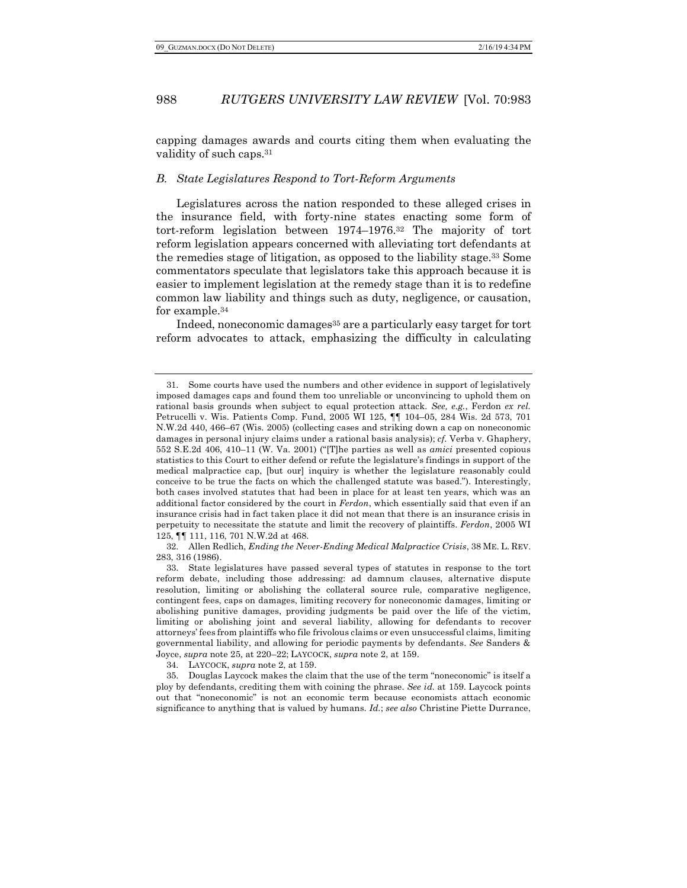capping damages awards and courts citing them when evaluating the validity of such caps.[31]

### *B. State Legislatures Respond to Tort-Reform Arguments*

Legislatures across the nation responded to these alleged crises in the insurance field, with forty-nine states enacting some form of tort-reform legislation between 1974–1976.[32] The majority of tort reform legislation appears concerned with alleviating tort defendants at the remedies stage of litigation, as opposed to the liability stage.[33] Some commentators speculate that legislators take this approach because it is easier to implement legislation at the remedy stage than it is to redefine common law liability and things such as duty, negligence, or causation, for example.[34]

Indeed, noneconomic damages[35] are a particularly easy target for tort reform advocates to attack, emphasizing the difficulty in calculating

---

31. Some courts have used the numbers and other evidence in support of legislatively imposed damages caps and found them too unreliable or unconvincing to uphold them on rational basis grounds when subject to equal protection attack. *See, e.g.*, Ferdon *ex rel.* Petrucelli v. Wis. Patients Comp. Fund, 2005 WI 125, ¶¶ 104–05, 284 Wis. 2d 573, 701 N.W.2d 440, 466–67 (Wis. 2005) (collecting cases and striking down a cap on noneconomic damages in personal injury claims under a rational basis analysis); *cf.* Verba v. Ghaphery, 552 S.E.2d 406, 410–11 (W. Va. 2001) ("[T]he parties as well as *amici* presented copious statistics to this Court to either defend or refute the legislature's findings in support of the medical malpractice cap, [but our] inquiry is whether the legislature reasonably could conceive to be true the facts on which the challenged statute was based."). Interestingly, both cases involved statutes that had been in place for at least ten years, which was an additional factor considered by the court in *Ferdon*, which essentially said that even if an insurance crisis had in fact taken place it did not mean that there is an insurance crisis in perpetuity to necessitate the statute and limit the recovery of plaintiffs. *Ferdon*, 2005 WI 125, ¶¶ 111, 116, 701 N.W.2d at 468.

32. Allen Redlich, *Ending the Never-Ending Medical Malpractice Crisis*, 38 ME. L. REV. 283, 316 (1986).

33. State legislatures have passed several types of statutes in response to the tort reform debate, including those addressing: ad damnum clauses, alternative dispute resolution, limiting or abolishing the collateral source rule, comparative negligence, contingent fees, caps on damages, limiting recovery for noneconomic damages, limiting or abolishing punitive damages, providing judgments be paid over the life of the victim, limiting or abolishing joint and several liability, allowing for defendants to recover attorneys' fees from plaintiffs who file frivolous claims or even unsuccessful claims, limiting governmental liability, and allowing for periodic payments by defendants. *See* Sanders & Joyce, *supra* note 25, at 220–22; LAYCOCK, *supra* note 2, at 159.

34. LAYCOCK, *supra* note 2, at 159.

35. Douglas Laycock makes the claim that the use of the term "noneconomic" is itself a ploy by defendants, crediting them with coining the phrase. *See id.* at 159. Laycock points out that "noneconomic" is not an economic term because economists attach economic significance to anything that is valued by humans. *Id.*; *see also* Christine Piette Durrance,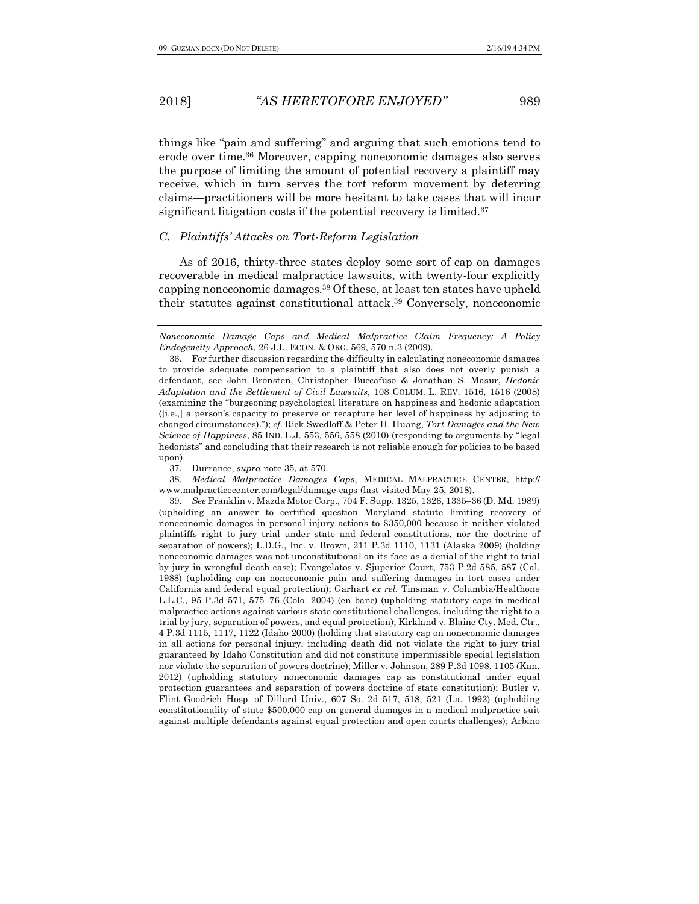things like "pain and suffering" and arguing that such emotions tend to erode over time.[36] Moreover, capping noneconomic damages also serves the purpose of limiting the amount of potential recovery a plaintiff may receive, which in turn serves the tort reform movement by deterring claims—practitioners will be more hesitant to take cases that will incur significant litigation costs if the potential recovery is limited.[37]

### *C. Plaintiffs' Attacks on Tort-Reform Legislation*

As of 2016, thirty-three states deploy some sort of cap on damages recoverable in medical malpractice lawsuits, with twenty-four explicitly capping noneconomic damages.[38] Of these, at least ten states have upheld their statutes against constitutional attack.[39] Conversely, noneconomic

---

*Noneconomic Damage Caps and Medical Malpractice Claim Frequency: A Policy Endogeneity Approach*, 26 J.L. ECON. & ORG. 569, 570 n.3 (2009).

36. For further discussion regarding the difficulty in calculating noneconomic damages to provide adequate compensation to a plaintiff that also does not overly punish a defendant, see John Bronsten, Christopher Buccafuso & Jonathan S. Masur, *Hedonic Adaptation and the Settlement of Civil Lawsuits*, 108 COLUM. L. REV. 1516, 1516 (2008) (examining the "burgeoning psychological literature on happiness and hedonic adaptation ([i.e.,] a person's capacity to preserve or recapture her level of happiness by adjusting to changed circumstances)."); *cf.* Rick Swedloff & Peter H. Huang, *Tort Damages and the New Science of Happiness*, 85 IND. L.J. 553, 556, 558 (2010) (responding to arguments by "legal hedonists" and concluding that their research is not reliable enough for policies to be based upon).

37. Durrance, *supra* note 35, at 570.

38. *Medical Malpractice Damages Caps*, MEDICAL MALPRACTICE CENTER, http://www.malpracticecenter.com/legal/damage-caps (last visited May 25, 2018).

39. *See* Franklin v. Mazda Motor Corp., 704 F. Supp. 1325, 1326, 1335–36 (D. Md. 1989) (upholding an answer to certified question Maryland statute limiting recovery of noneconomic damages in personal injury actions to $350,000 because it neither violated plaintiffs right to jury trial under state and federal constitutions, nor the doctrine of separation of powers); L.D.G., Inc. v. Brown, 211 P.3d 1110, 1131 (Alaska 2009) (holding noneconomic damages was not unconstitutional on its face as a denial of the right to trial by jury in wrongful death case); Evangelatos v. Sjuperior Court, 753 P.2d 585, 587 (Cal. 1988) (upholding cap on noneconomic pain and suffering damages in tort cases under California and federal equal protection); Garhart *ex rel.* Tinsman v. Columbia/Healthone L.L.C., 95 P.3d 571, 575–76 (Colo. 2004) (en banc) (upholding statutory caps in medical malpractice actions against various state constitutional challenges, including the right to a trial by jury, separation of powers, and equal protection); Kirkland v. Blaine Cty. Med. Ctr., 4 P.3d 1115, 1117, 1122 (Idaho 2000) (holding that statutory cap on noneconomic damages in all actions for personal injury, including death did not violate the right to jury trial guaranteed by Idaho Constitution and did not constitute impermissible special legislation nor violate the separation of powers doctrine); Miller v. Johnson, 289 P.3d 1098, 1105 (Kan. 2012) (upholding statutory noneconomic damages cap as constitutional under equal protection guarantees and separation of powers doctrine of state constitution); Butler v. Flint Goodrich Hosp. of Dillard Univ., 607 So. 2d 517, 518, 521 (La. 1992) (upholding constitutionality of state $500,000 cap on general damages in a medical malpractice suit against multiple defendants against equal protection and open courts challenges); Arbino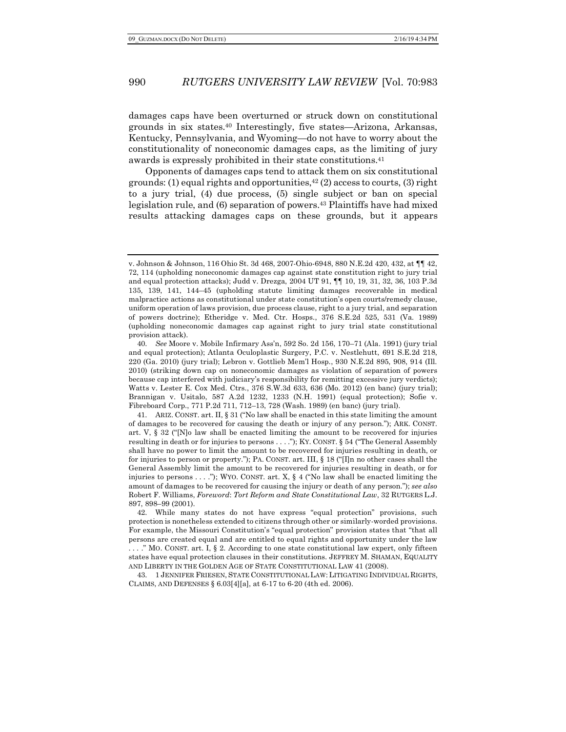damages caps have been overturned or struck down on constitutional grounds in six states.[40] Interestingly, five states—Arizona, Arkansas, Kentucky, Pennsylvania, and Wyoming—do not have to worry about the constitutionality of noneconomic damages caps, as the limiting of jury awards is expressly prohibited in their state constitutions.[41]

Opponents of damages caps tend to attack them on six constitutional grounds: (1) equal rights and opportunities,[42] (2) access to courts, (3) right to a jury trial, (4) due process, (5) single subject or ban on special legislation rule, and (6) separation of powers.[43] Plaintiffs have had mixed results attacking damages caps on these grounds, but it appears

---

v. Johnson & Johnson, 116 Ohio St. 3d 468, 2007-Ohio-6948, 880 N.E.2d 420, 432, at ¶¶ 42, 72, 114 (upholding noneconomic damages cap against state constitution right to jury trial and equal protection attacks); Judd v. Drezga, 2004 UT 91, ¶¶ 10, 19, 31, 32, 36, 103 P.3d 135, 139, 141, 144–45 (upholding statute limiting damages recoverable in medical malpractice actions as constitutional under state constitution's open courts/remedy clause, uniform operation of laws provision, due process clause, right to a jury trial, and separation of powers doctrine); Etheridge v. Med. Ctr. Hosps., 376 S.E.2d 525, 531 (Va. 1989) (upholding noneconomic damages cap against right to jury trial state constitutional provision attack).

40. *See* Moore v. Mobile Infirmary Ass'n, 592 So. 2d 156, 170–71 (Ala. 1991) (jury trial and equal protection); Atlanta Oculoplastic Surgery, P.C. v. Nestlehutt, 691 S.E.2d 218, 220 (Ga. 2010) (jury trial); Lebron v. Gottlieb Mem'l Hosp., 930 N.E.2d 895, 908, 914 (Ill. 2010) (striking down cap on noneconomic damages as violation of separation of powers because cap interfered with judiciary's responsibility for remitting excessive jury verdicts); Watts v. Lester E. Cox Med. Ctrs., 376 S.W.3d 633, 636 (Mo. 2012) (en banc) (jury trial); Brannigan v. Usitalo, 587 A.2d 1232, 1233 (N.H. 1991) (equal protection); Sofie v. Fibreboard Corp., 771 P.2d 711, 712–13, 728 (Wash. 1989) (en banc) (jury trial).

41. ARIZ. CONST. art. II, § 31 ("No law shall be enacted in this state limiting the amount of damages to be recovered for causing the death or injury of any person."); ARK. CONST. art. V, § 32 ("[N]o law shall be enacted limiting the amount to be recovered for injuries resulting in death or for injuries to persons . . . ."); KY. CONST. § 54 ("The General Assembly shall have no power to limit the amount to be recovered for injuries resulting in death, or for injuries to person or property."); PA. CONST. art. III, § 18 ("[I]n no other cases shall the General Assembly limit the amount to be recovered for injuries resulting in death, or for injuries to persons . . . ."); WYO. CONST. art. X, § 4 ("No law shall be enacted limiting the amount of damages to be recovered for causing the injury or death of any person."); *see also* Robert F. Williams, *Foreword*: *Tort Reform and State Constitutional Law*, 32 RUTGERS L.J. 897, 898–99 (2001).

42. While many states do not have express "equal protection" provisions, such protection is nonetheless extended to citizens through other or similarly-worded provisions. For example, the Missouri Constitution's "equal protection" provision states that "that all persons are created equal and are entitled to equal rights and opportunity under the law . . . ." MO. CONST. art. I, § 2. According to one state constitutional law expert, only fifteen states have equal protection clauses in their constitutions. JEFFREY M. SHAMAN, EQUALITY AND LIBERTY IN THE GOLDEN AGE OF STATE CONSTITUTIONAL LAW 41 (2008).

43. 1 JENNIFER FRIESEN, STATE CONSTITUTIONAL LAW: LITIGATING INDIVIDUAL RIGHTS, CLAIMS, AND DEFENSES § 6.03[4][a], at 6-17 to 6-20 (4th ed. 2006).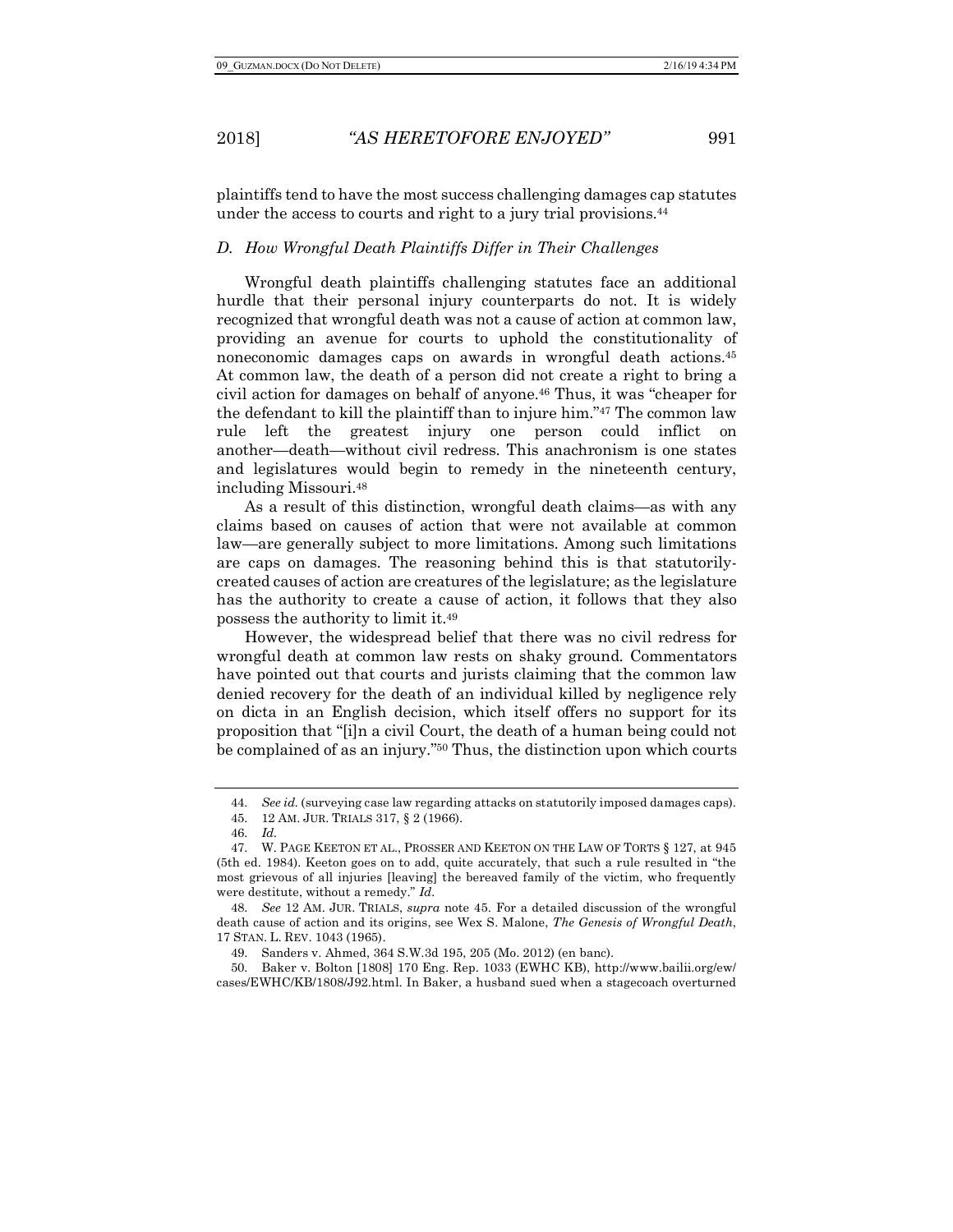plaintiffs tend to have the most success challenging damages cap statutes under the access to courts and right to a jury trial provisions.[44]

### *D. How Wrongful Death Plaintiffs Differ in Their Challenges*

Wrongful death plaintiffs challenging statutes face an additional hurdle that their personal injury counterparts do not. It is widely recognized that wrongful death was not a cause of action at common law, providing an avenue for courts to uphold the constitutionality of noneconomic damages caps on awards in wrongful death actions.[45] At common law, the death of a person did not create a right to bring a civil action for damages on behalf of anyone.[46] Thus, it was "cheaper for the defendant to kill the plaintiff than to injure him."[47] The common law rule left the greatest injury one person could inflict on another—death—without civil redress. This anachronism is one states and legislatures would begin to remedy in the nineteenth century, including Missouri.[48]

As a result of this distinction, wrongful death claims—as with any claims based on causes of action that were not available at common law—are generally subject to more limitations. Among such limitations are caps on damages. The reasoning behind this is that statutorily-created causes of action are creatures of the legislature; as the legislature has the authority to create a cause of action, it follows that they also possess the authority to limit it.[49]

However, the widespread belief that there was no civil redress for wrongful death at common law rests on shaky ground. Commentators have pointed out that courts and jurists claiming that the common law denied recovery for the death of an individual killed by negligence rely on dicta in an English decision, which itself offers no support for its proposition that "[i]n a civil Court, the death of a human being could not be complained of as an injury."[50] Thus, the distinction upon which courts

---

44. *See id.* (surveying case law regarding attacks on statutorily imposed damages caps).

45. 12 AM. JUR. TRIALS 317, § 2 (1966).

46. *Id.*

47. W. PAGE KEETON ET AL., PROSSER AND KEETON ON THE LAW OF TORTS § 127, at 945 (5th ed. 1984). Keeton goes on to add, quite accurately, that such a rule resulted in "the most grievous of all injuries [leaving] the bereaved family of the victim, who frequently were destitute, without a remedy." *Id.*

48. *See* 12 AM. JUR. TRIALS, *supra* note 45. For a detailed discussion of the wrongful death cause of action and its origins, see Wex S. Malone, *The Genesis of Wrongful Death*, 17 STAN. L. REV. 1043 (1965).

49. Sanders v. Ahmed, 364 S.W.3d 195, 205 (Mo. 2012) (en banc).

50. Baker v. Bolton [1808] 170 Eng. Rep. 1033 (EWHC KB), http://www.bailii.org/ew/cases/EWHC/KB/1808/J92.html. In Baker, a husband sued when a stagecoach overturned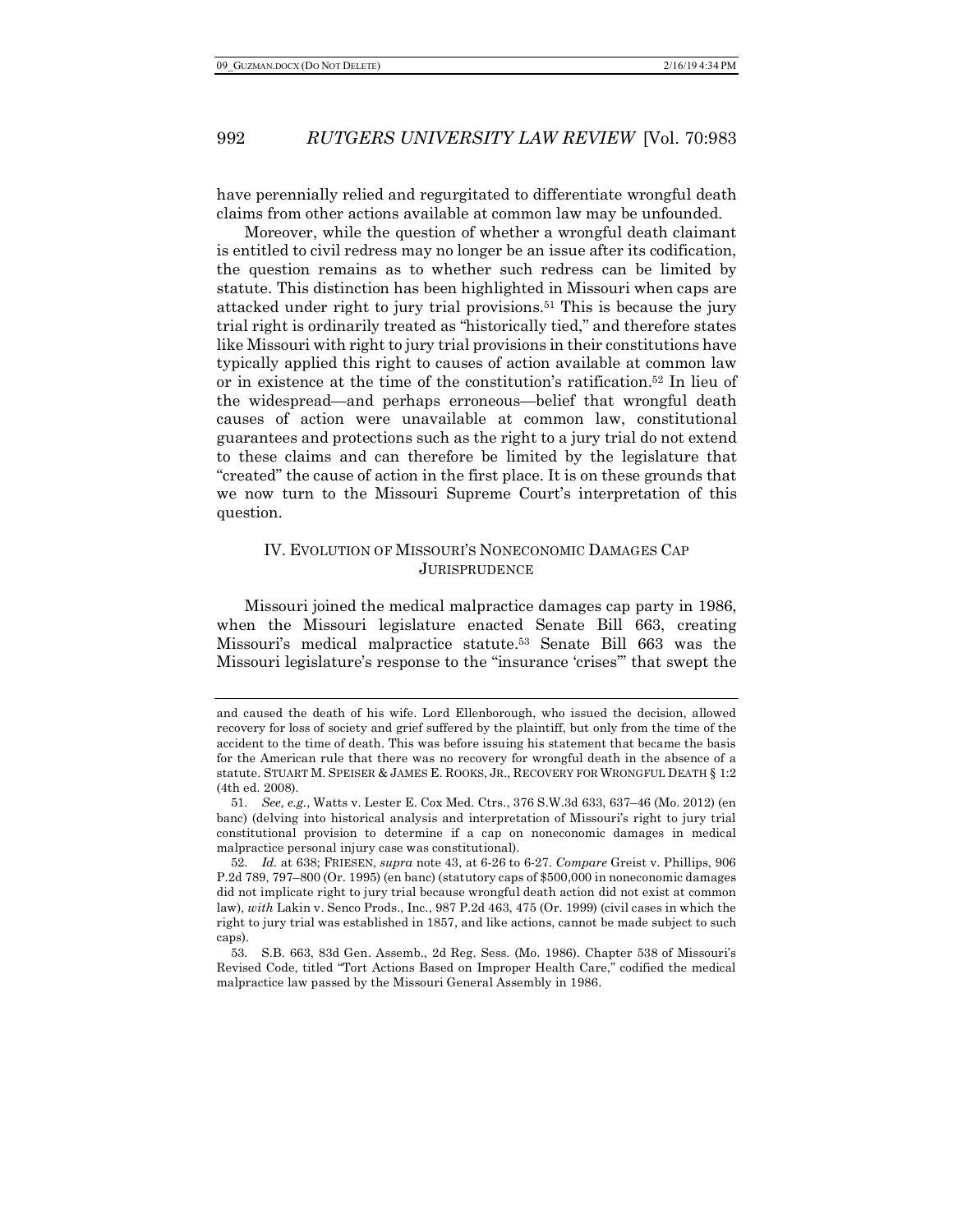have perennially relied and regurgitated to differentiate wrongful death claims from other actions available at common law may be unfounded.

Moreover, while the question of whether a wrongful death claimant is entitled to civil redress may no longer be an issue after its codification, the question remains as to whether such redress can be limited by statute. This distinction has been highlighted in Missouri when caps are attacked under right to jury trial provisions.[51] This is because the jury trial right is ordinarily treated as "historically tied," and therefore states like Missouri with right to jury trial provisions in their constitutions have typically applied this right to causes of action available at common law or in existence at the time of the constitution's ratification.[52] In lieu of the widespread—and perhaps erroneous—belief that wrongful death causes of action were unavailable at common law, constitutional guarantees and protections such as the right to a jury trial do not extend to these claims and can therefore be limited by the legislature that "created" the cause of action in the first place. It is on these grounds that we now turn to the Missouri Supreme Court's interpretation of this question.

## IV. EVOLUTION OF MISSOURI'S NONECONOMIC DAMAGES CAP JURISPRUDENCE

Missouri joined the medical malpractice damages cap party in 1986, when the Missouri legislature enacted Senate Bill 663, creating Missouri's medical malpractice statute.[53] Senate Bill 663 was the Missouri legislature's response to the "insurance 'crises'" that swept the

---

and caused the death of his wife. Lord Ellenborough, who issued the decision, allowed recovery for loss of society and grief suffered by the plaintiff, but only from the time of the accident to the time of death. This was before issuing his statement that became the basis for the American rule that there was no recovery for wrongful death in the absence of a statute. STUART M. SPEISER & JAMES E. ROOKS, JR., RECOVERY FOR WRONGFUL DEATH § 1:2 (4th ed. 2008).

51. *See, e.g.*, Watts v. Lester E. Cox Med. Ctrs., 376 S.W.3d 633, 637–46 (Mo. 2012) (en banc) (delving into historical analysis and interpretation of Missouri's right to jury trial constitutional provision to determine if a cap on noneconomic damages in medical malpractice personal injury case was constitutional).

52. *Id.* at 638; FRIESEN, *supra* note 43, at 6-26 to 6-27. *Compare* Greist v. Phillips, 906 P.2d 789, 797–800 (Or. 1995) (en banc) (statutory caps of $500,000 in noneconomic damages did not implicate right to jury trial because wrongful death action did not exist at common law), *with* Lakin v. Senco Prods., Inc., 987 P.2d 463, 475 (Or. 1999) (civil cases in which the right to jury trial was established in 1857, and like actions, cannot be made subject to such caps).

53. S.B. 663, 83d Gen. Assemb., 2d Reg. Sess. (Mo. 1986). Chapter 538 of Missouri's Revised Code, titled "Tort Actions Based on Improper Health Care," codified the medical malpractice law passed by the Missouri General Assembly in 1986.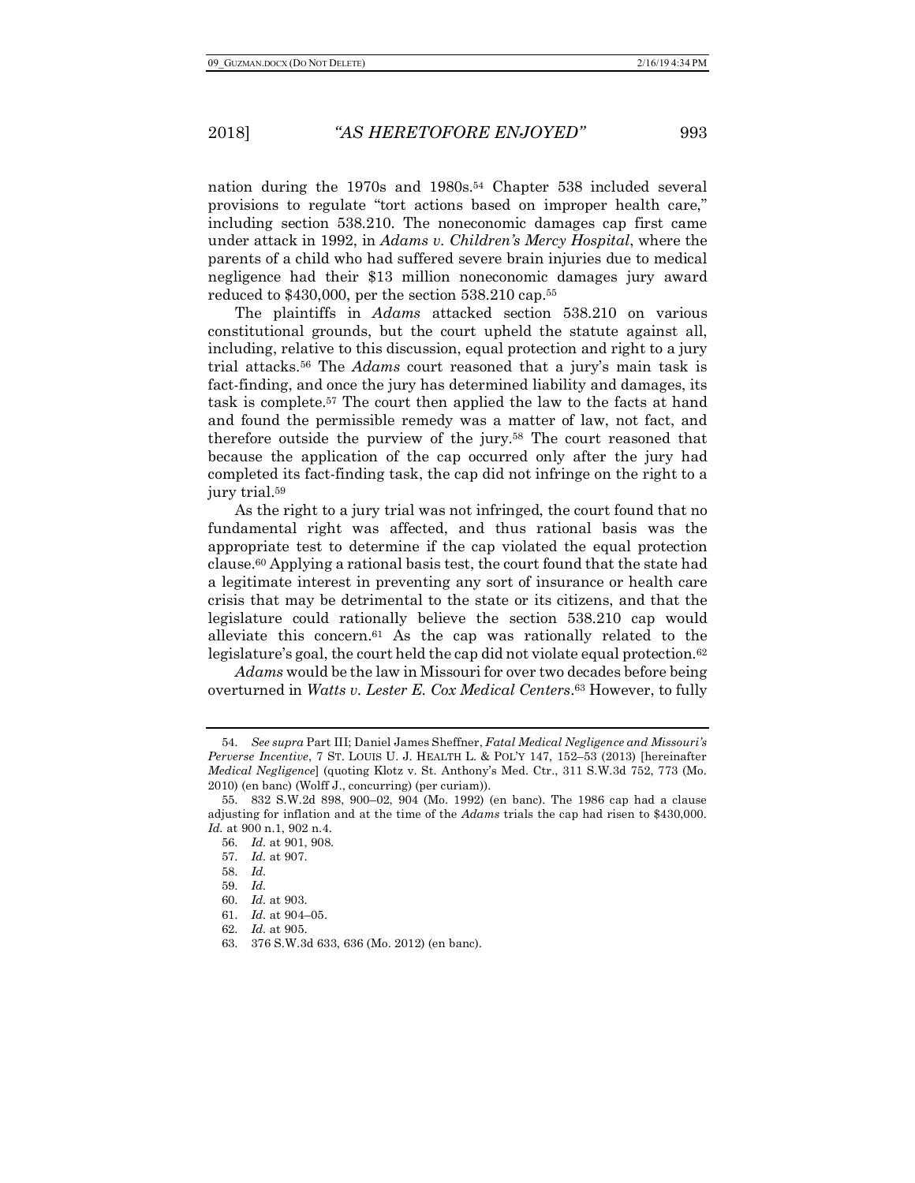nation during the 1970s and 1980s.[54] Chapter 538 included several provisions to regulate "tort actions based on improper health care," including section 538.210. The noneconomic damages cap first came under attack in 1992, in *Adams v. Children's Mercy Hospital*, where the parents of a child who had suffered severe brain injuries due to medical negligence had their $13 million noneconomic damages jury award reduced to $430,000, per the section 538.210 cap.[55]

The plaintiffs in *Adams* attacked section 538.210 on various constitutional grounds, but the court upheld the statute against all, including, relative to this discussion, equal protection and right to a jury trial attacks.[56] The *Adams* court reasoned that a jury's main task is fact-finding, and once the jury has determined liability and damages, its task is complete.[57] The court then applied the law to the facts at hand and found the permissible remedy was a matter of law, not fact, and therefore outside the purview of the jury.[58] The court reasoned that because the application of the cap occurred only after the jury had completed its fact-finding task, the cap did not infringe on the right to a jury trial.[59]

As the right to a jury trial was not infringed, the court found that no fundamental right was affected, and thus rational basis was the appropriate test to determine if the cap violated the equal protection clause.[60] Applying a rational basis test, the court found that the state had a legitimate interest in preventing any sort of insurance or health care crisis that may be detrimental to the state or its citizens, and that the legislature could rationally believe the section 538.210 cap would alleviate this concern.[61] As the cap was rationally related to the legislature's goal, the court held the cap did not violate equal protection.[62]

*Adams* would be the law in Missouri for over two decades before being overturned in *Watts v. Lester E. Cox Medical Centers*.[63] However, to fully

---

54. *See supra* Part III; Daniel James Sheffner, *Fatal Medical Negligence and Missouri's Perverse Incentive*, 7 ST. LOUIS U. J. HEALTH L. & POL'Y 147, 152–53 (2013) [hereinafter *Medical Negligence*] (quoting Klotz v. St. Anthony's Med. Ctr., 311 S.W.3d 752, 773 (Mo. 2010) (en banc) (Wolff J., concurring) (per curiam)).

55. 832 S.W.2d 898, 900–02, 904 (Mo. 1992) (en banc). The 1986 cap had a clause adjusting for inflation and at the time of the *Adams* trials the cap had risen to $430,000. *Id.* at 900 n.1, 902 n.4.

56. *Id.* at 901, 908.

57. *Id.* at 907.

58. *Id.*

59. *Id.*

60. *Id.* at 903.

61. *Id.* at 904–05.

62. *Id.* at 905.

63. 376 S.W.3d 633, 636 (Mo. 2012) (en banc).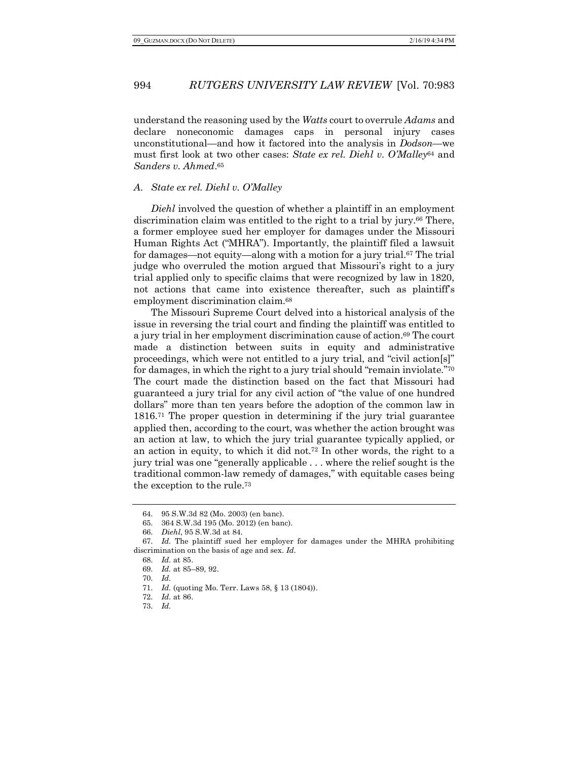understand the reasoning used by the *Watts* court to overrule *Adams* and declare noneconomic damages caps in personal injury cases unconstitutional—and how it factored into the analysis in *Dodson*—we must first look at two other cases: *State ex rel. Diehl v. O'Malley*[64] and *Sanders v. Ahmed*.[65]

### A. *State ex rel. Diehl v. O'Malley*

*Diehl* involved the question of whether a plaintiff in an employment discrimination claim was entitled to the right to a trial by jury.[66] There, a former employee sued her employer for damages under the Missouri Human Rights Act ("MHRA"). Importantly, the plaintiff filed a lawsuit for damages—not equity—along with a motion for a jury trial.[67] The trial judge who overruled the motion argued that Missouri's right to a jury trial applied only to specific claims that were recognized by law in 1820, not actions that came into existence thereafter, such as plaintiff's employment discrimination claim.[68]

The Missouri Supreme Court delved into a historical analysis of the issue in reversing the trial court and finding the plaintiff was entitled to a jury trial in her employment discrimination cause of action.[69] The court made a distinction between suits in equity and administrative proceedings, which were not entitled to a jury trial, and "civil action[s]" for damages, in which the right to a jury trial should "remain inviolate."[70] The court made the distinction based on the fact that Missouri had guaranteed a jury trial for any civil action of "the value of one hundred dollars" more than ten years before the adoption of the common law in 1816.[71] The proper question in determining if the jury trial guarantee applied then, according to the court, was whether the action brought was an action at law, to which the jury trial guarantee typically applied, or an action in equity, to which it did not.[72] In other words, the right to a jury trial was one "generally applicable . . . where the relief sought is the traditional common-law remedy of damages," with equitable cases being the exception to the rule.[73]

---

64. 95 S.W.3d 82 (Mo. 2003) (en banc).

65. 364 S.W.3d 195 (Mo. 2012) (en banc).

66. *Diehl*, 95 S.W.3d at 84.

67. *Id.* The plaintiff sued her employer for damages under the MHRA prohibiting discrimination on the basis of age and sex. *Id.*

68. *Id.* at 85.

69. *Id.* at 85–89, 92.

70. *Id.*

71. *Id.* (quoting Mo. Terr. Laws 58, § 13 (1804)).

72. *Id.* at 86.

73. *Id.*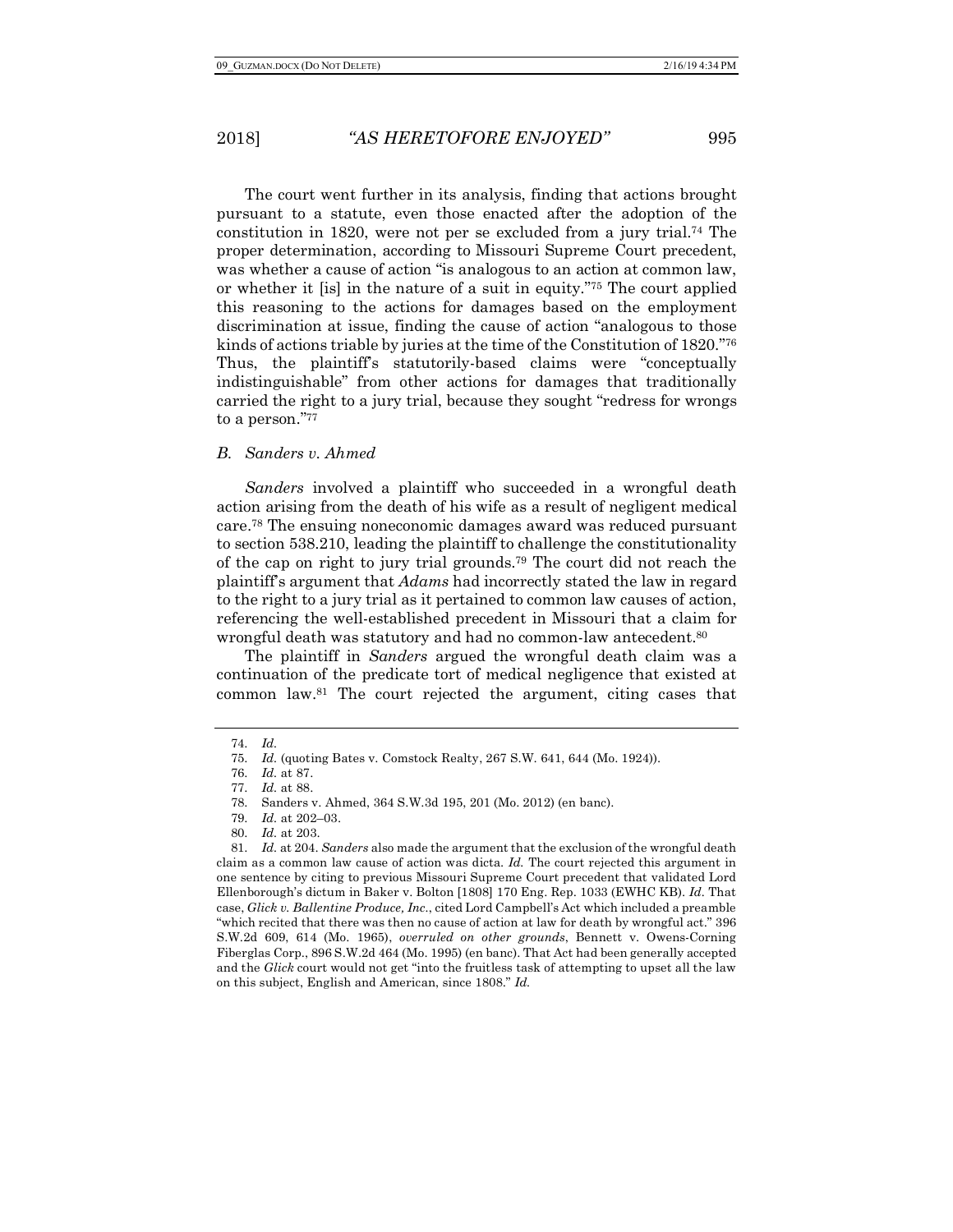The court went further in its analysis, finding that actions brought pursuant to a statute, even those enacted after the adoption of the constitution in 1820, were not per se excluded from a jury trial.[74] The proper determination, according to Missouri Supreme Court precedent, was whether a cause of action "is analogous to an action at common law, or whether it [is] in the nature of a suit in equity."[75] The court applied this reasoning to the actions for damages based on the employment discrimination at issue, finding the cause of action "analogous to those kinds of actions triable by juries at the time of the Constitution of 1820."[76] Thus, the plaintiff's statutorily-based claims were "conceptually indistinguishable" from other actions for damages that traditionally carried the right to a jury trial, because they sought "redress for wrongs to a person."[77]

### *B. Sanders v. Ahmed*

*Sanders* involved a plaintiff who succeeded in a wrongful death action arising from the death of his wife as a result of negligent medical care.[78] The ensuing noneconomic damages award was reduced pursuant to section 538.210, leading the plaintiff to challenge the constitutionality of the cap on right to jury trial grounds.[79] The court did not reach the plaintiff's argument that *Adams* had incorrectly stated the law in regard to the right to a jury trial as it pertained to common law causes of action, referencing the well-established precedent in Missouri that a claim for wrongful death was statutory and had no common-law antecedent.[80]

The plaintiff in *Sanders* argued the wrongful death claim was a continuation of the predicate tort of medical negligence that existed at common law.[81] The court rejected the argument, citing cases that

---

74. *Id.*

75. *Id.* (quoting Bates v. Comstock Realty, 267 S.W. 641, 644 (Mo. 1924)).

76. *Id.* at 87.

77. *Id.* at 88.

78. Sanders v. Ahmed, 364 S.W.3d 195, 201 (Mo. 2012) (en banc).

79. *Id.* at 202–03.

80. *Id.* at 203.

81. *Id.* at 204. *Sanders* also made the argument that the exclusion of the wrongful death claim as a common law cause of action was dicta. *Id.* The court rejected this argument in one sentence by citing to previous Missouri Supreme Court precedent that validated Lord Ellenborough's dictum in Baker v. Bolton [1808] 170 Eng. Rep. 1033 (EWHC KB). *Id.* That case, *Glick v. Ballentine Produce, Inc.*, cited Lord Campbell's Act which included a preamble "which recited that there was then no cause of action at law for death by wrongful act." 396 S.W.2d 609, 614 (Mo. 1965), *overruled on other grounds*, Bennett v. Owens-Corning Fiberglas Corp., 896 S.W.2d 464 (Mo. 1995) (en banc). That Act had been generally accepted and the *Glick* court would not get "into the fruitless task of attempting to upset all the law on this subject, English and American, since 1808." *Id.*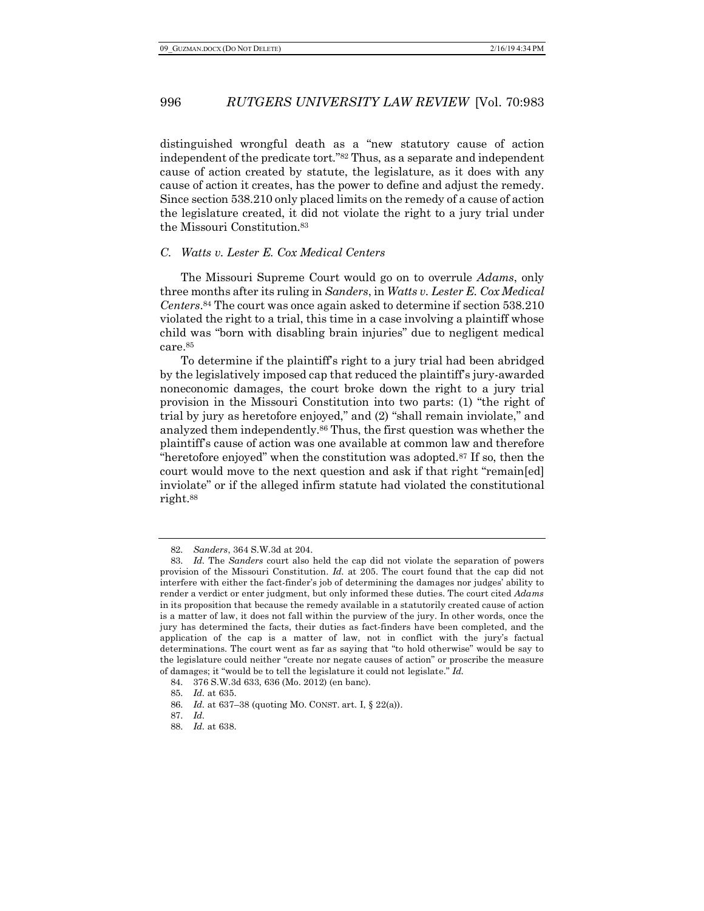distinguished wrongful death as a "new statutory cause of action independent of the predicate tort."[82] Thus, as a separate and independent cause of action created by statute, the legislature, as it does with any cause of action it creates, has the power to define and adjust the remedy. Since section 538.210 only placed limits on the remedy of a cause of action the legislature created, it did not violate the right to a jury trial under the Missouri Constitution.[83]

### C. *Watts v. Lester E. Cox Medical Centers*

The Missouri Supreme Court would go on to overrule *Adams*, only three months after its ruling in *Sanders*, in *Watts v. Lester E. Cox Medical Centers*.[84] The court was once again asked to determine if section 538.210 violated the right to a trial, this time in a case involving a plaintiff whose child was "born with disabling brain injuries" due to negligent medical care.[85]

To determine if the plaintiff's right to a jury trial had been abridged by the legislatively imposed cap that reduced the plaintiff's jury-awarded noneconomic damages, the court broke down the right to a jury trial provision in the Missouri Constitution into two parts: (1) "the right of trial by jury as heretofore enjoyed," and (2) "shall remain inviolate," and analyzed them independently.[86] Thus, the first question was whether the plaintiff's cause of action was one available at common law and therefore "heretofore enjoyed" when the constitution was adopted.[87] If so, then the court would move to the next question and ask if that right "remain[ed] inviolate" or if the alleged infirm statute had violated the constitutional right.[88]

---

82. *Sanders*, 364 S.W.3d at 204.

83. *Id.* The *Sanders* court also held the cap did not violate the separation of powers provision of the Missouri Constitution. *Id.* at 205. The court found that the cap did not interfere with either the fact-finder's job of determining the damages nor judges' ability to render a verdict or enter judgment, but only informed these duties. The court cited *Adams* in its proposition that because the remedy available in a statutorily created cause of action is a matter of law, it does not fall within the purview of the jury. In other words, once the jury has determined the facts, their duties as fact-finders have been completed, and the application of the cap is a matter of law, not in conflict with the jury's factual determinations. The court went as far as saying that "to hold otherwise" would be say to the legislature could neither "create nor negate causes of action" or proscribe the measure of damages; it "would be to tell the legislature it could not legislate." *Id.*

84. 376 S.W.3d 633, 636 (Mo. 2012) (en banc).

85. *Id.* at 635.

86. *Id.* at 637–38 (quoting MO. CONST. art. I, § 22(a)).

87. *Id.*

88. *Id.* at 638.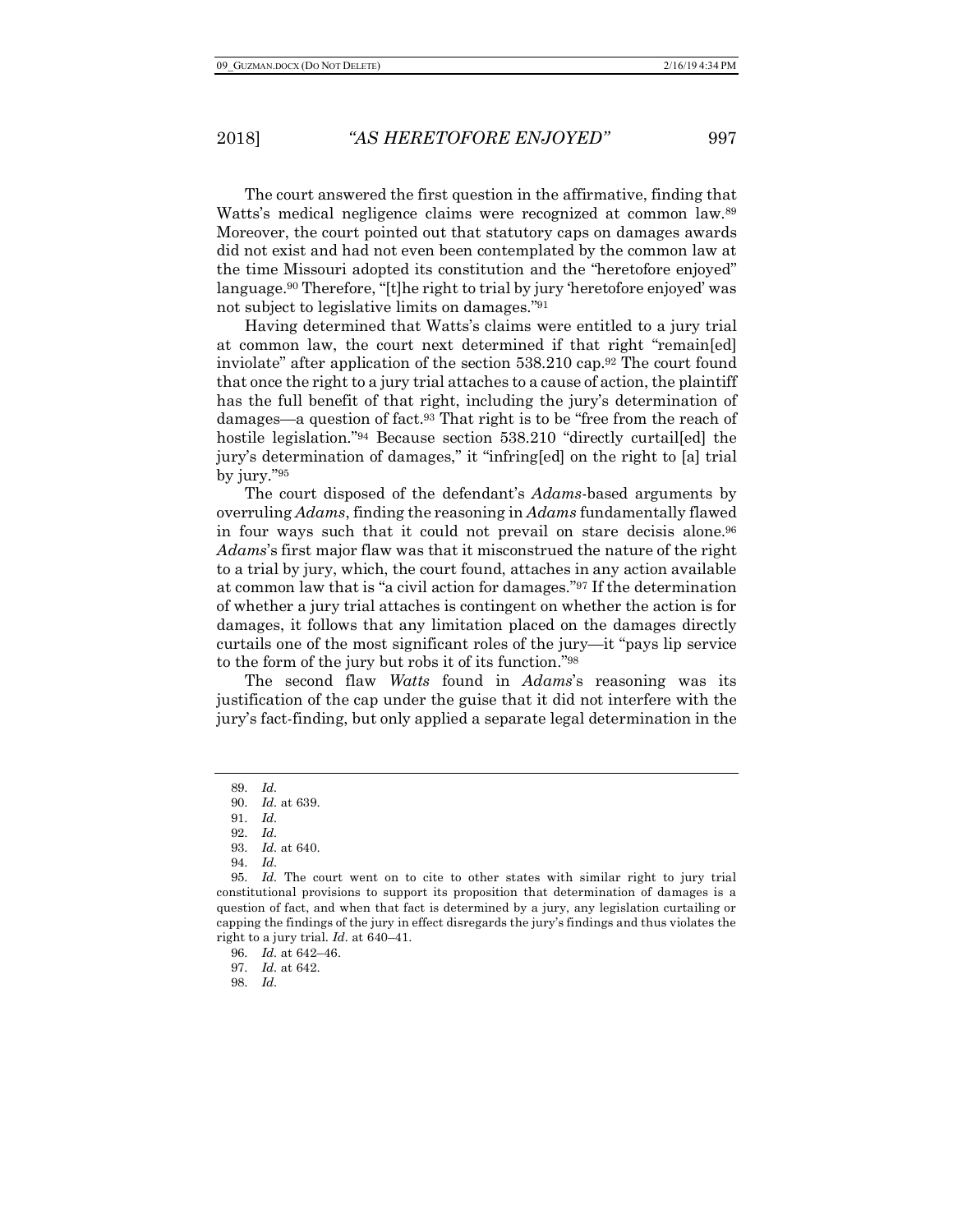The court answered the first question in the affirmative, finding that Watts's medical negligence claims were recognized at common law.[89] Moreover, the court pointed out that statutory caps on damages awards did not exist and had not even been contemplated by the common law at the time Missouri adopted its constitution and the "heretofore enjoyed" language.[90] Therefore, "[t]he right to trial by jury 'heretofore enjoyed' was not subject to legislative limits on damages."[91]

Having determined that Watts's claims were entitled to a jury trial at common law, the court next determined if that right "remain[ed] inviolate" after application of the section 538.210 cap.[92] The court found that once the right to a jury trial attaches to a cause of action, the plaintiff has the full benefit of that right, including the jury's determination of damages—a question of fact.[93] That right is to be "free from the reach of hostile legislation."[94] Because section 538.210 "directly curtail[ed] the jury's determination of damages," it "infring[ed] on the right to [a] trial by jury."[95]

The court disposed of the defendant's *Adams*-based arguments by overruling *Adams*, finding the reasoning in *Adams* fundamentally flawed in four ways such that it could not prevail on stare decisis alone.[96] *Adams*'s first major flaw was that it misconstrued the nature of the right to a trial by jury, which, the court found, attaches in any action available at common law that is "a civil action for damages."[97] If the determination of whether a jury trial attaches is contingent on whether the action is for damages, it follows that any limitation placed on the damages directly curtails one of the most significant roles of the jury—it "pays lip service to the form of the jury but robs it of its function."[98]

The second flaw *Watts* found in *Adams*'s reasoning was its justification of the cap under the guise that it did not interfere with the jury's fact-finding, but only applied a separate legal determination in the

---

89. *Id.*

90. *Id.* at 639.

91. *Id.*

92. *Id.*

93. *Id.* at 640.

94. *Id.*

95. *Id.* The court went on to cite to other states with similar right to jury trial constitutional provisions to support its proposition that determination of damages is a question of fact, and when that fact is determined by a jury, any legislation curtailing or capping the findings of the jury in effect disregards the jury's findings and thus violates the right to a jury trial. *Id.* at 640–41.

96. *Id.* at 642–46.

97. *Id.* at 642.

98. *Id.*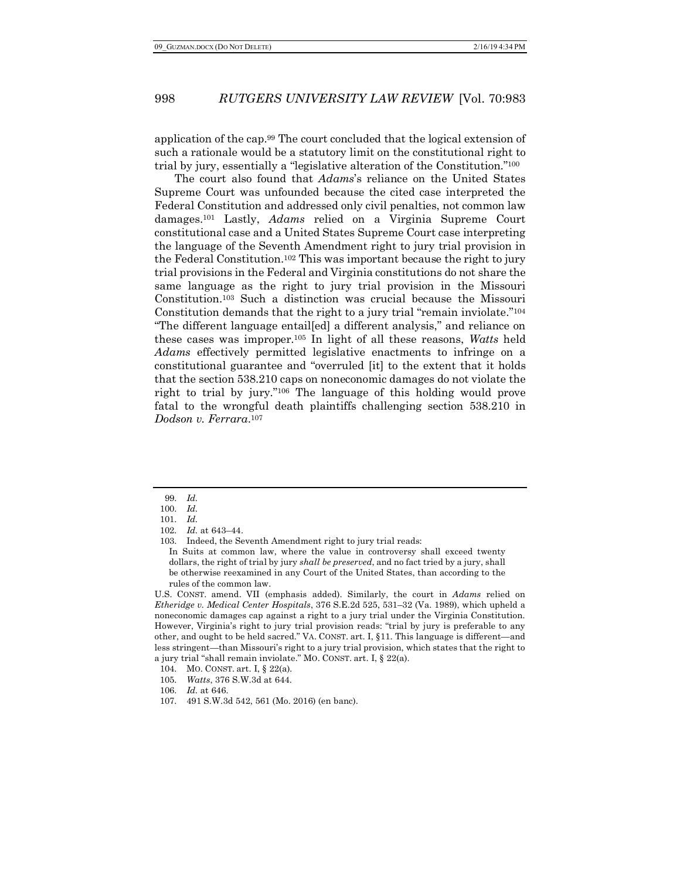application of the cap.[99] The court concluded that the logical extension of such a rationale would be a statutory limit on the constitutional right to trial by jury, essentially a "legislative alteration of the Constitution."[100]

The court also found that *Adams*'s reliance on the United States Supreme Court was unfounded because the cited case interpreted the Federal Constitution and addressed only civil penalties, not common law damages.[101] Lastly, *Adams* relied on a Virginia Supreme Court constitutional case and a United States Supreme Court case interpreting the language of the Seventh Amendment right to jury trial provision in the Federal Constitution.[102] This was important because the right to jury trial provisions in the Federal and Virginia constitutions do not share the same language as the right to jury trial provision in the Missouri Constitution.[103] Such a distinction was crucial because the Missouri Constitution demands that the right to a jury trial "remain inviolate."[104] "The different language entail[ed] a different analysis," and reliance on these cases was improper.[105] In light of all these reasons, *Watts* held *Adams* effectively permitted legislative enactments to infringe on a constitutional guarantee and "overruled [it] to the extent that it holds that the section 538.210 caps on noneconomic damages do not violate the right to trial by jury."[106] The language of this holding would prove fatal to the wrongful death plaintiffs challenging section 538.210 in *Dodson v. Ferrara*.[107]

---

99. *Id.*

100. *Id.*

101. *Id.*

102. *Id.* at 643–44.

103. Indeed, the Seventh Amendment right to jury trial reads:

> In Suits at common law, where the value in controversy shall exceed twenty dollars, the right of trial by jury *shall be preserved*, and no fact tried by a jury, shall be otherwise reexamined in any Court of the United States, than according to the rules of the common law.

U.S. CONST. amend. VII (emphasis added). Similarly, the court in *Adams* relied on *Etheridge v. Medical Center Hospitals*, 376 S.E.2d 525, 531–32 (Va. 1989), which upheld a noneconomic damages cap against a right to a jury trial under the Virginia Constitution. However, Virginia's right to jury trial provision reads: "trial by jury is preferable to any other, and ought to be held sacred." VA. CONST. art. I, §11. This language is different—and less stringent—than Missouri's right to a jury trial provision, which states that the right to a jury trial "shall remain inviolate." MO. CONST. art. I, § 22(a).

104. MO. CONST. art. I, § 22(a).

105. *Watts*, 376 S.W.3d at 644.

106. *Id.* at 646.

107. 491 S.W.3d 542, 561 (Mo. 2016) (en banc).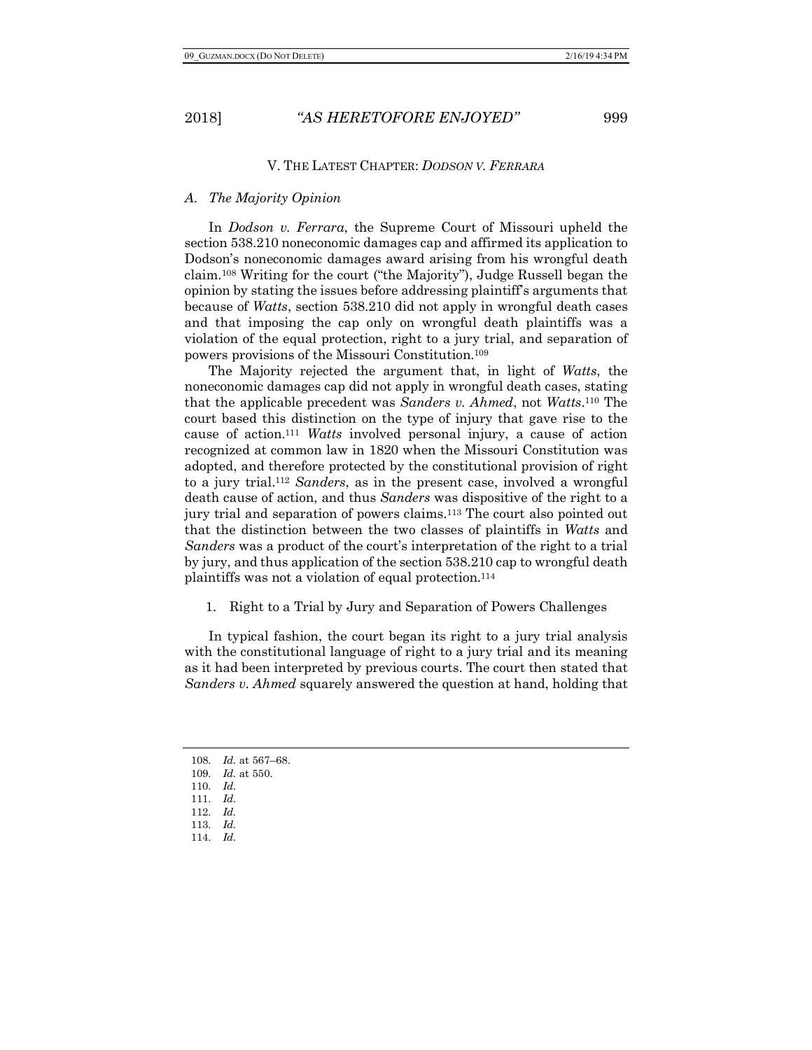## V. THE LATEST CHAPTER: *DODSON V. FERRARA*

### *A. The Majority Opinion*

In *Dodson v. Ferrara*, the Supreme Court of Missouri upheld the section 538.210 noneconomic damages cap and affirmed its application to Dodson's noneconomic damages award arising from his wrongful death claim.[108] Writing for the court ("the Majority"), Judge Russell began the opinion by stating the issues before addressing plaintiff's arguments that because of *Watts*, section 538.210 did not apply in wrongful death cases and that imposing the cap only on wrongful death plaintiffs was a violation of the equal protection, right to a jury trial, and separation of powers provisions of the Missouri Constitution.[109]

The Majority rejected the argument that, in light of *Watts*, the noneconomic damages cap did not apply in wrongful death cases, stating that the applicable precedent was *Sanders v. Ahmed*, not *Watts*.[110] The court based this distinction on the type of injury that gave rise to the cause of action.[111] *Watts* involved personal injury, a cause of action recognized at common law in 1820 when the Missouri Constitution was adopted, and therefore protected by the constitutional provision of right to a jury trial.[112] *Sanders*, as in the present case, involved a wrongful death cause of action, and thus *Sanders* was dispositive of the right to a jury trial and separation of powers claims.[113] The court also pointed out that the distinction between the two classes of plaintiffs in *Watts* and *Sanders* was a product of the court's interpretation of the right to a trial by jury, and thus application of the section 538.210 cap to wrongful death plaintiffs was not a violation of equal protection.[114]

1. Right to a Trial by Jury and Separation of Powers Challenges

In typical fashion, the court began its right to a jury trial analysis with the constitutional language of right to a jury trial and its meaning as it had been interpreted by previous courts. The court then stated that *Sanders v. Ahmed* squarely answered the question at hand, holding that

---

108. *Id.* at 567–68.
109. *Id.* at 550.
110. *Id.*
111. *Id.*
112. *Id.*
113. *Id.*
114. *Id.*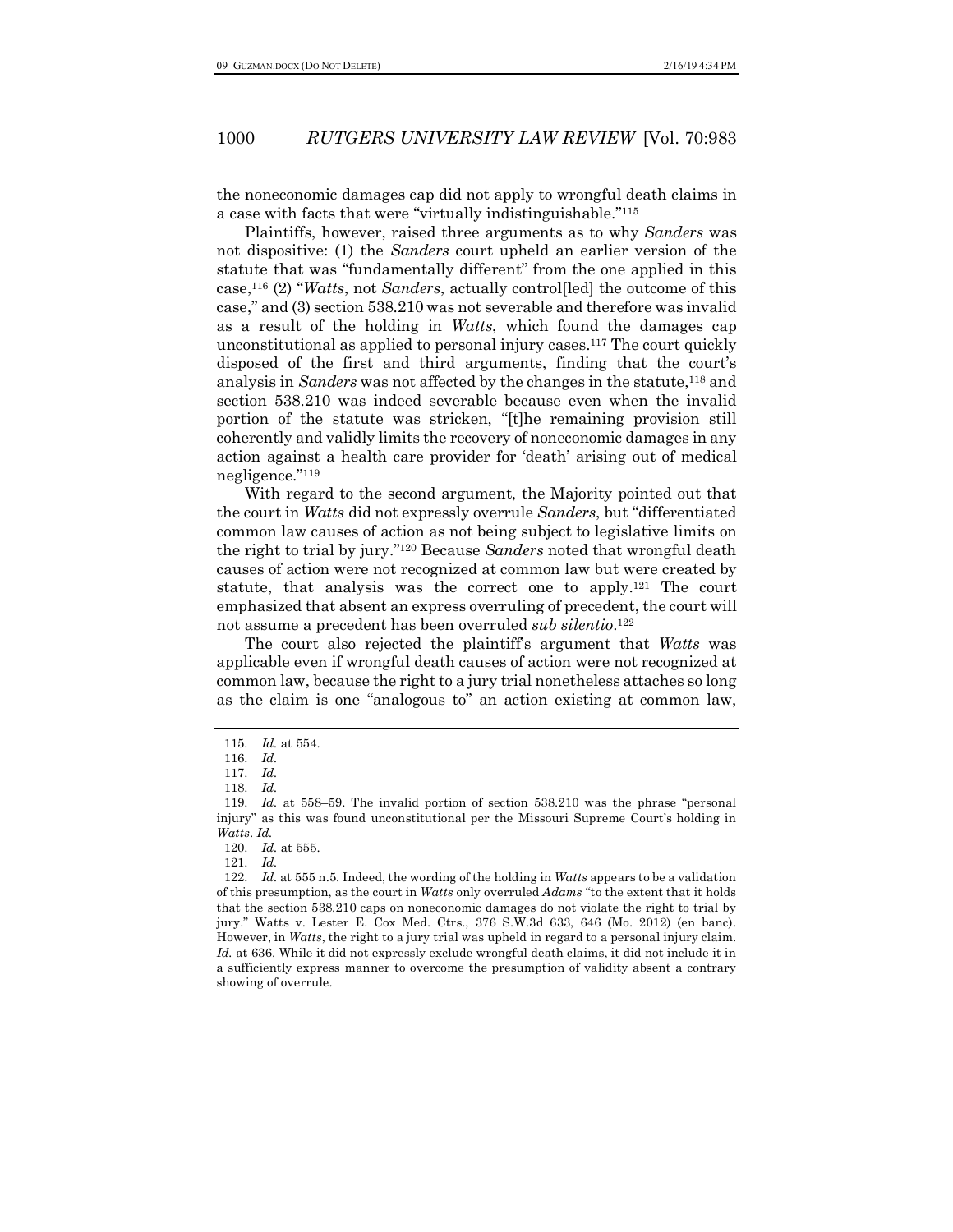the noneconomic damages cap did not apply to wrongful death claims in a case with facts that were "virtually indistinguishable."[115]

Plaintiffs, however, raised three arguments as to why *Sanders* was not dispositive: (1) the *Sanders* court upheld an earlier version of the statute that was "fundamentally different" from the one applied in this case,[116] (2) "*Watts*, not *Sanders*, actually control[led] the outcome of this case," and (3) section 538.210 was not severable and therefore was invalid as a result of the holding in *Watts*, which found the damages cap unconstitutional as applied to personal injury cases.[117] The court quickly disposed of the first and third arguments, finding that the court's analysis in *Sanders* was not affected by the changes in the statute,[118] and section 538.210 was indeed severable because even when the invalid portion of the statute was stricken, "[t]he remaining provision still coherently and validly limits the recovery of noneconomic damages in any action against a health care provider for 'death' arising out of medical negligence."[119]

With regard to the second argument, the Majority pointed out that the court in *Watts* did not expressly overrule *Sanders*, but "differentiated common law causes of action as not being subject to legislative limits on the right to trial by jury."[120] Because *Sanders* noted that wrongful death causes of action were not recognized at common law but were created by statute, that analysis was the correct one to apply.[121] The court emphasized that absent an express overruling of precedent, the court will not assume a precedent has been overruled *sub silentio*.[122]

The court also rejected the plaintiff's argument that *Watts* was applicable even if wrongful death causes of action were not recognized at common law, because the right to a jury trial nonetheless attaches so long as the claim is one "analogous to" an action existing at common law,

---

115. *Id.* at 554.

116. *Id.*

117. *Id.*

118. *Id.*

119. *Id.* at 558–59. The invalid portion of section 538.210 was the phrase "personal injury" as this was found unconstitutional per the Missouri Supreme Court's holding in *Watts*. *Id.*

120. *Id.* at 555.

121. *Id.*

122. *Id.* at 555 n.5. Indeed, the wording of the holding in *Watts* appears to be a validation of this presumption, as the court in *Watts* only overruled *Adams* "to the extent that it holds that the section 538.210 caps on noneconomic damages do not violate the right to trial by jury." Watts v. Lester E. Cox Med. Ctrs., 376 S.W.3d 633, 646 (Mo. 2012) (en banc). However, in *Watts*, the right to a jury trial was upheld in regard to a personal injury claim. *Id.* at 636. While it did not expressly exclude wrongful death claims, it did not include it in a sufficiently express manner to overcome the presumption of validity absent a contrary showing of overrule.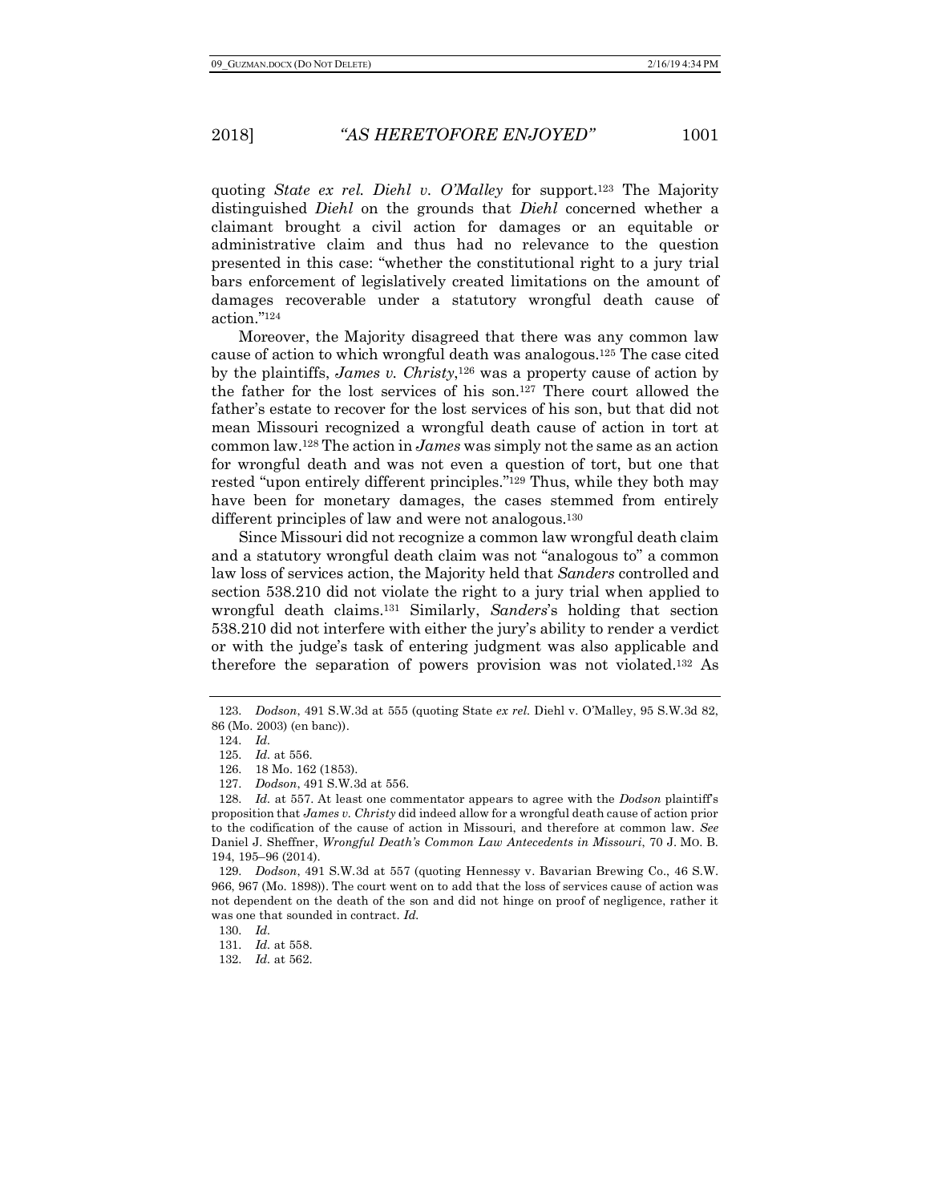quoting *State ex rel. Diehl v. O'Malley* for support.[123] The Majority distinguished *Diehl* on the grounds that *Diehl* concerned whether a claimant brought a civil action for damages or an equitable or administrative claim and thus had no relevance to the question presented in this case: "whether the constitutional right to a jury trial bars enforcement of legislatively created limitations on the amount of damages recoverable under a statutory wrongful death cause of action."[124]

Moreover, the Majority disagreed that there was any common law cause of action to which wrongful death was analogous.[125] The case cited by the plaintiffs, *James v. Christy*,[126] was a property cause of action by the father for the lost services of his son.[127] There court allowed the father's estate to recover for the lost services of his son, but that did not mean Missouri recognized a wrongful death cause of action in tort at common law.[128] The action in *James* was simply not the same as an action for wrongful death and was not even a question of tort, but one that rested "upon entirely different principles."[129] Thus, while they both may have been for monetary damages, the cases stemmed from entirely different principles of law and were not analogous.[130]

Since Missouri did not recognize a common law wrongful death claim and a statutory wrongful death claim was not "analogous to" a common law loss of services action, the Majority held that *Sanders* controlled and section 538.210 did not violate the right to a jury trial when applied to wrongful death claims.[131] Similarly, *Sanders*'s holding that section 538.210 did not interfere with either the jury's ability to render a verdict or with the judge's task of entering judgment was also applicable and therefore the separation of powers provision was not violated.[132] As

---

123. *Dodson*, 491 S.W.3d at 555 (quoting State *ex rel.* Diehl v. O'Malley, 95 S.W.3d 82, 86 (Mo. 2003) (en banc)).

124. *Id.*

125. *Id.* at 556.

126. 18 Mo. 162 (1853).

127. *Dodson*, 491 S.W.3d at 556.

128. *Id.* at 557. At least one commentator appears to agree with the *Dodson* plaintiff's proposition that *James v. Christy* did indeed allow for a wrongful death cause of action prior to the codification of the cause of action in Missouri, and therefore at common law. *See* Daniel J. Sheffner, *Wrongful Death's Common Law Antecedents in Missouri*, 70 J. MO. B. 194, 195–96 (2014).

129. *Dodson*, 491 S.W.3d at 557 (quoting Hennessy v. Bavarian Brewing Co., 46 S.W. 966, 967 (Mo. 1898)). The court went on to add that the loss of services cause of action was not dependent on the death of the son and did not hinge on proof of negligence, rather it was one that sounded in contract. *Id.*

130. *Id.*

131. *Id.* at 558.

132. *Id.* at 562.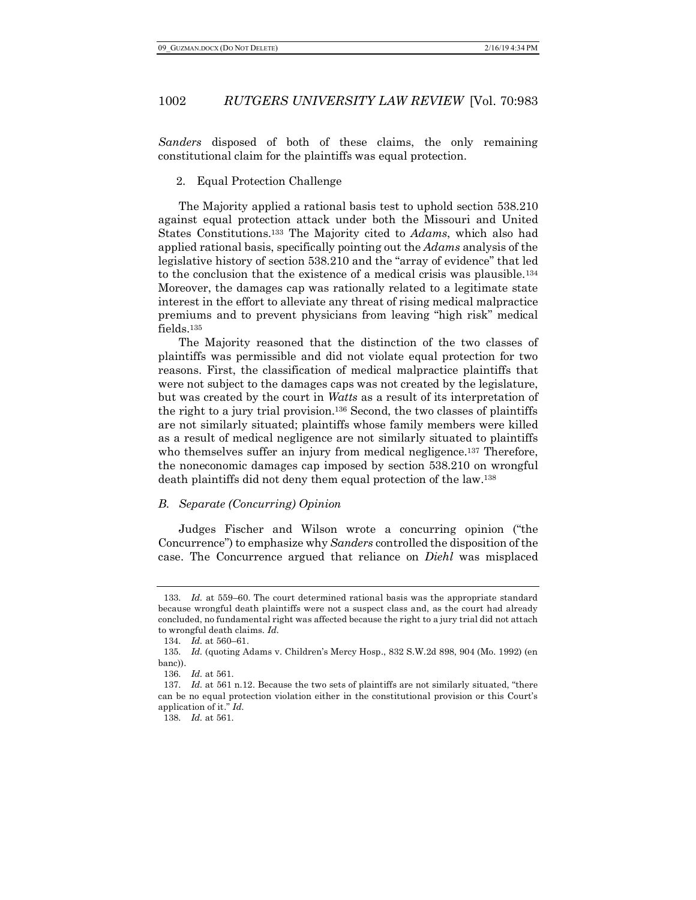*Sanders* disposed of both of these claims, the only remaining constitutional claim for the plaintiffs was equal protection.

2. Equal Protection Challenge

The Majority applied a rational basis test to uphold section 538.210 against equal protection attack under both the Missouri and United States Constitutions.[133] The Majority cited to *Adams*, which also had applied rational basis, specifically pointing out the *Adams* analysis of the legislative history of section 538.210 and the "array of evidence" that led to the conclusion that the existence of a medical crisis was plausible.[134] Moreover, the damages cap was rationally related to a legitimate state interest in the effort to alleviate any threat of rising medical malpractice premiums and to prevent physicians from leaving "high risk" medical fields.[135]

The Majority reasoned that the distinction of the two classes of plaintiffs was permissible and did not violate equal protection for two reasons. First, the classification of medical malpractice plaintiffs that were not subject to the damages caps was not created by the legislature, but was created by the court in *Watts* as a result of its interpretation of the right to a jury trial provision.[136] Second, the two classes of plaintiffs are not similarly situated; plaintiffs whose family members were killed as a result of medical negligence are not similarly situated to plaintiffs who themselves suffer an injury from medical negligence.[137] Therefore, the noneconomic damages cap imposed by section 538.210 on wrongful death plaintiffs did not deny them equal protection of the law.[138]

### *B. Separate (Concurring) Opinion*

Judges Fischer and Wilson wrote a concurring opinion ("the Concurrence") to emphasize why *Sanders* controlled the disposition of the case. The Concurrence argued that reliance on *Diehl* was misplaced

---

133. *Id.* at 559–60. The court determined rational basis was the appropriate standard because wrongful death plaintiffs were not a suspect class and, as the court had already concluded, no fundamental right was affected because the right to a jury trial did not attach to wrongful death claims. *Id.*

134. *Id.* at 560–61.

135. *Id.* (quoting Adams v. Children's Mercy Hosp., 832 S.W.2d 898, 904 (Mo. 1992) (en banc)).

136. *Id.* at 561.

137. *Id.* at 561 n.12. Because the two sets of plaintiffs are not similarly situated, "there can be no equal protection violation either in the constitutional provision or this Court's application of it." *Id.*

138. *Id.* at 561.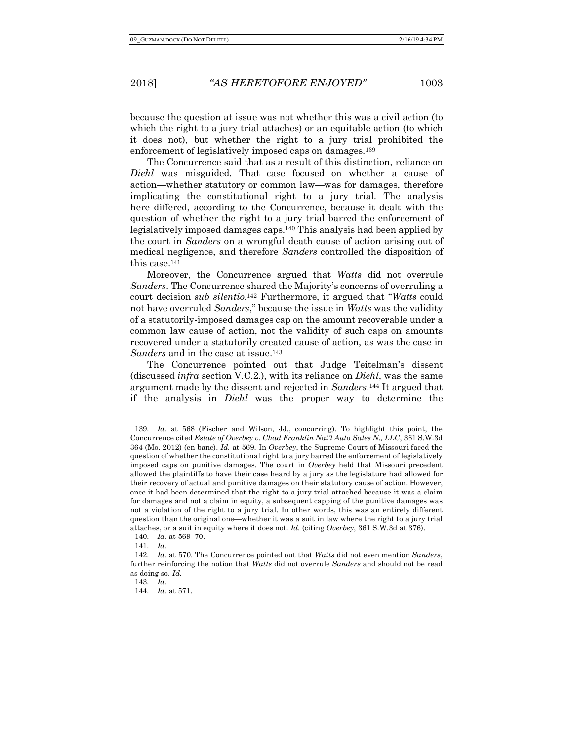because the question at issue was not whether this was a civil action (to which the right to a jury trial attaches) or an equitable action (to which it does not), but whether the right to a jury trial prohibited the enforcement of legislatively imposed caps on damages.[139]

The Concurrence said that as a result of this distinction, reliance on *Diehl* was misguided. That case focused on whether a cause of action—whether statutory or common law—was for damages, therefore implicating the constitutional right to a jury trial. The analysis here differed, according to the Concurrence, because it dealt with the question of whether the right to a jury trial barred the enforcement of legislatively imposed damages caps.[140] This analysis had been applied by the court in *Sanders* on a wrongful death cause of action arising out of medical negligence, and therefore *Sanders* controlled the disposition of this case.[141]

Moreover, the Concurrence argued that *Watts* did not overrule *Sanders*. The Concurrence shared the Majority's concerns of overruling a court decision *sub silentio*.[142] Furthermore, it argued that "*Watts* could not have overruled *Sanders*," because the issue in *Watts* was the validity of a statutorily-imposed damages cap on the amount recoverable under a common law cause of action, not the validity of such caps on amounts recovered under a statutorily created cause of action, as was the case in *Sanders* and in the case at issue.[143]

The Concurrence pointed out that Judge Teitelman's dissent (discussed *infra* section V.C.2.), with its reliance on *Diehl*, was the same argument made by the dissent and rejected in *Sanders*.[144] It argued that if the analysis in *Diehl* was the proper way to determine the

---

139. *Id.* at 568 (Fischer and Wilson, JJ., concurring). To highlight this point, the Concurrence cited *Estate of Overbey v. Chad Franklin Nat'l Auto Sales N., LLC*, 361 S.W.3d 364 (Mo. 2012) (en banc). *Id.* at 569. In *Overbey*, the Supreme Court of Missouri faced the question of whether the constitutional right to a jury barred the enforcement of legislatively imposed caps on punitive damages. The court in *Overbey* held that Missouri precedent allowed the plaintiffs to have their case heard by a jury as the legislature had allowed for their recovery of actual and punitive damages on their statutory cause of action. However, once it had been determined that the right to a jury trial attached because it was a claim for damages and not a claim in equity, a subsequent capping of the punitive damages was not a violation of the right to a jury trial. In other words, this was an entirely different question than the original one—whether it was a suit in law where the right to a jury trial attaches, or a suit in equity where it does not. *Id.* (citing *Overbey*, 361 S.W.3d at 376).

140. *Id.* at 569–70.

141. *Id.*

142. *Id.* at 570. The Concurrence pointed out that *Watts* did not even mention *Sanders*, further reinforcing the notion that *Watts* did not overrule *Sanders* and should not be read as doing so. *Id.*

143. *Id.*

144. *Id.* at 571.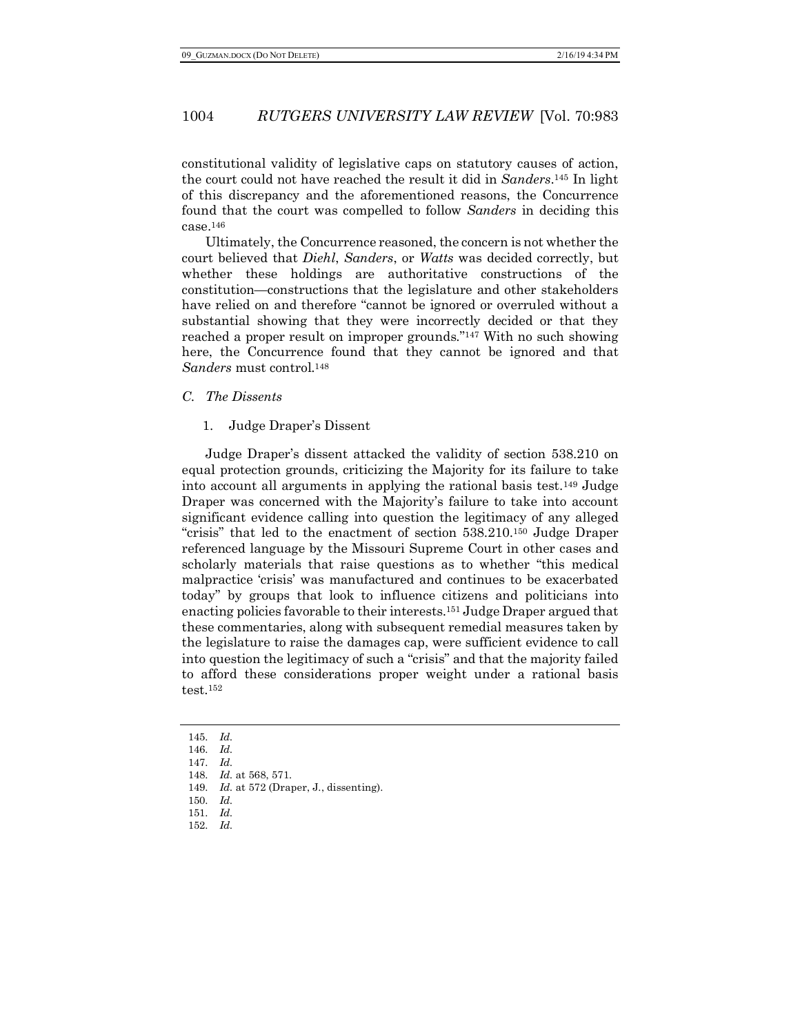constitutional validity of legislative caps on statutory causes of action, the court could not have reached the result it did in *Sanders*.[145] In light of this discrepancy and the aforementioned reasons, the Concurrence found that the court was compelled to follow *Sanders* in deciding this case.[146]

Ultimately, the Concurrence reasoned, the concern is not whether the court believed that *Diehl*, *Sanders*, or *Watts* was decided correctly, but whether these holdings are authoritative constructions of the constitution—constructions that the legislature and other stakeholders have relied on and therefore "cannot be ignored or overruled without a substantial showing that they were incorrectly decided or that they reached a proper result on improper grounds."[147] With no such showing here, the Concurrence found that they cannot be ignored and that *Sanders* must control.[148]

### *C. The Dissents*

#### 1. Judge Draper's Dissent

Judge Draper's dissent attacked the validity of section 538.210 on equal protection grounds, criticizing the Majority for its failure to take into account all arguments in applying the rational basis test.[149] Judge Draper was concerned with the Majority's failure to take into account significant evidence calling into question the legitimacy of any alleged "crisis" that led to the enactment of section 538.210.[150] Judge Draper referenced language by the Missouri Supreme Court in other cases and scholarly materials that raise questions as to whether "this medical malpractice 'crisis' was manufactured and continues to be exacerbated today" by groups that look to influence citizens and politicians into enacting policies favorable to their interests.[151] Judge Draper argued that these commentaries, along with subsequent remedial measures taken by the legislature to raise the damages cap, were sufficient evidence to call into question the legitimacy of such a "crisis" and that the majority failed to afford these considerations proper weight under a rational basis test.[152]

---

145. *Id.*
146. *Id.*
147. *Id.*
148. *Id.* at 568, 571.
149. *Id.* at 572 (Draper, J., dissenting).
150. *Id.*
151. *Id.*
152. *Id.*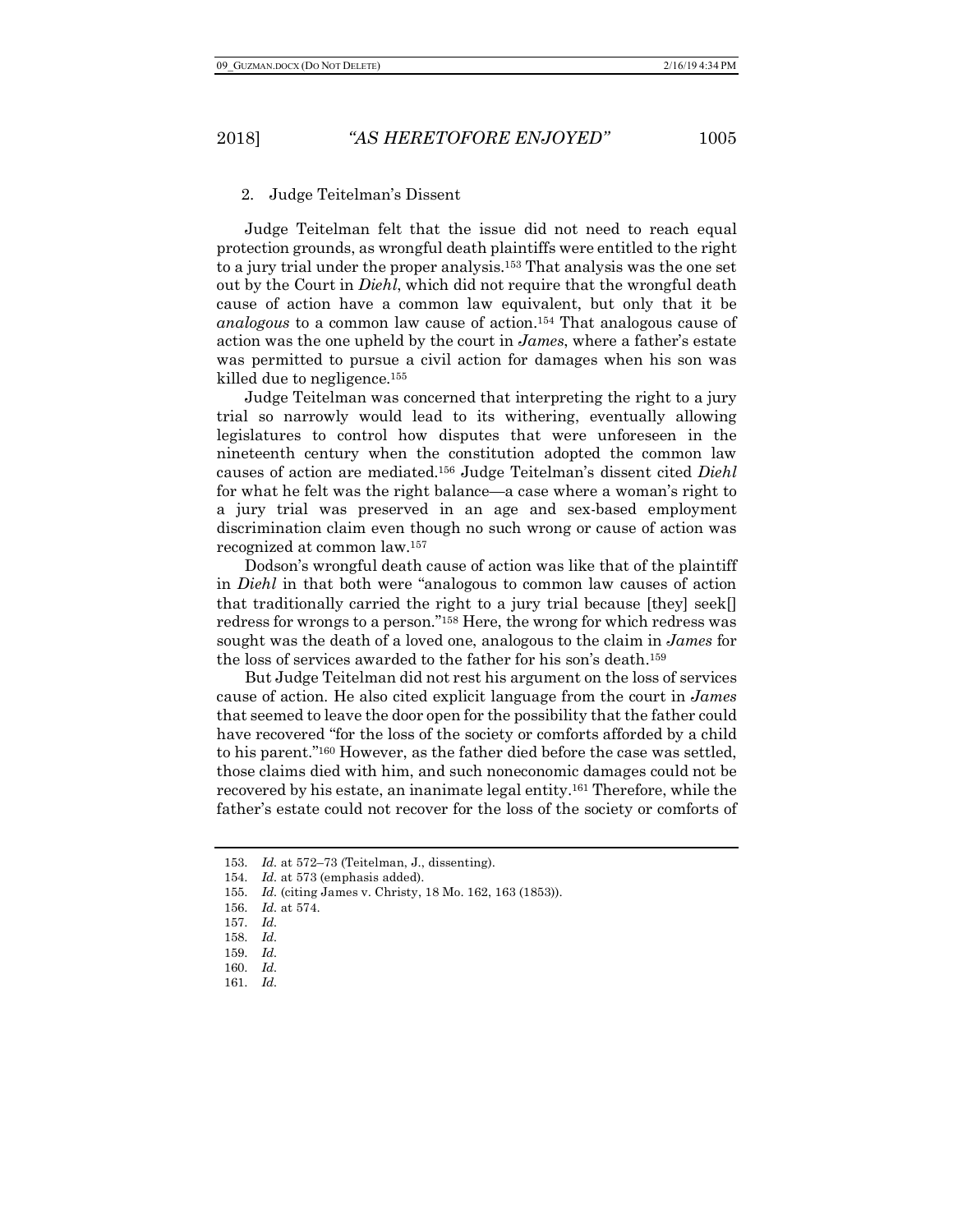### 2. Judge Teitelman's Dissent

Judge Teitelman felt that the issue did not need to reach equal protection grounds, as wrongful death plaintiffs were entitled to the right to a jury trial under the proper analysis.[153] That analysis was the one set out by the Court in *Diehl*, which did not require that the wrongful death cause of action have a common law equivalent, but only that it be *analogous* to a common law cause of action.[154] That analogous cause of action was the one upheld by the court in *James*, where a father's estate was permitted to pursue a civil action for damages when his son was killed due to negligence.[155]

Judge Teitelman was concerned that interpreting the right to a jury trial so narrowly would lead to its withering, eventually allowing legislatures to control how disputes that were unforeseen in the nineteenth century when the constitution adopted the common law causes of action are mediated.[156] Judge Teitelman's dissent cited *Diehl* for what he felt was the right balance—a case where a woman's right to a jury trial was preserved in an age and sex-based employment discrimination claim even though no such wrong or cause of action was recognized at common law.[157]

Dodson's wrongful death cause of action was like that of the plaintiff in *Diehl* in that both were "analogous to common law causes of action that traditionally carried the right to a jury trial because [they] seek[] redress for wrongs to a person."[158] Here, the wrong for which redress was sought was the death of a loved one, analogous to the claim in *James* for the loss of services awarded to the father for his son's death.[159]

But Judge Teitelman did not rest his argument on the loss of services cause of action. He also cited explicit language from the court in *James* that seemed to leave the door open for the possibility that the father could have recovered "for the loss of the society or comforts afforded by a child to his parent."[160] However, as the father died before the case was settled, those claims died with him, and such noneconomic damages could not be recovered by his estate, an inanimate legal entity.[161] Therefore, while the father's estate could not recover for the loss of the society or comforts of

---

153. *Id.* at 572–73 (Teitelman, J., dissenting).
154. *Id.* at 573 (emphasis added).
155. *Id.* (citing James v. Christy, 18 Mo. 162, 163 (1853)).
156. *Id.* at 574.
157. *Id.*
158. *Id.*
159. *Id.*
160. *Id.*
161. *Id.*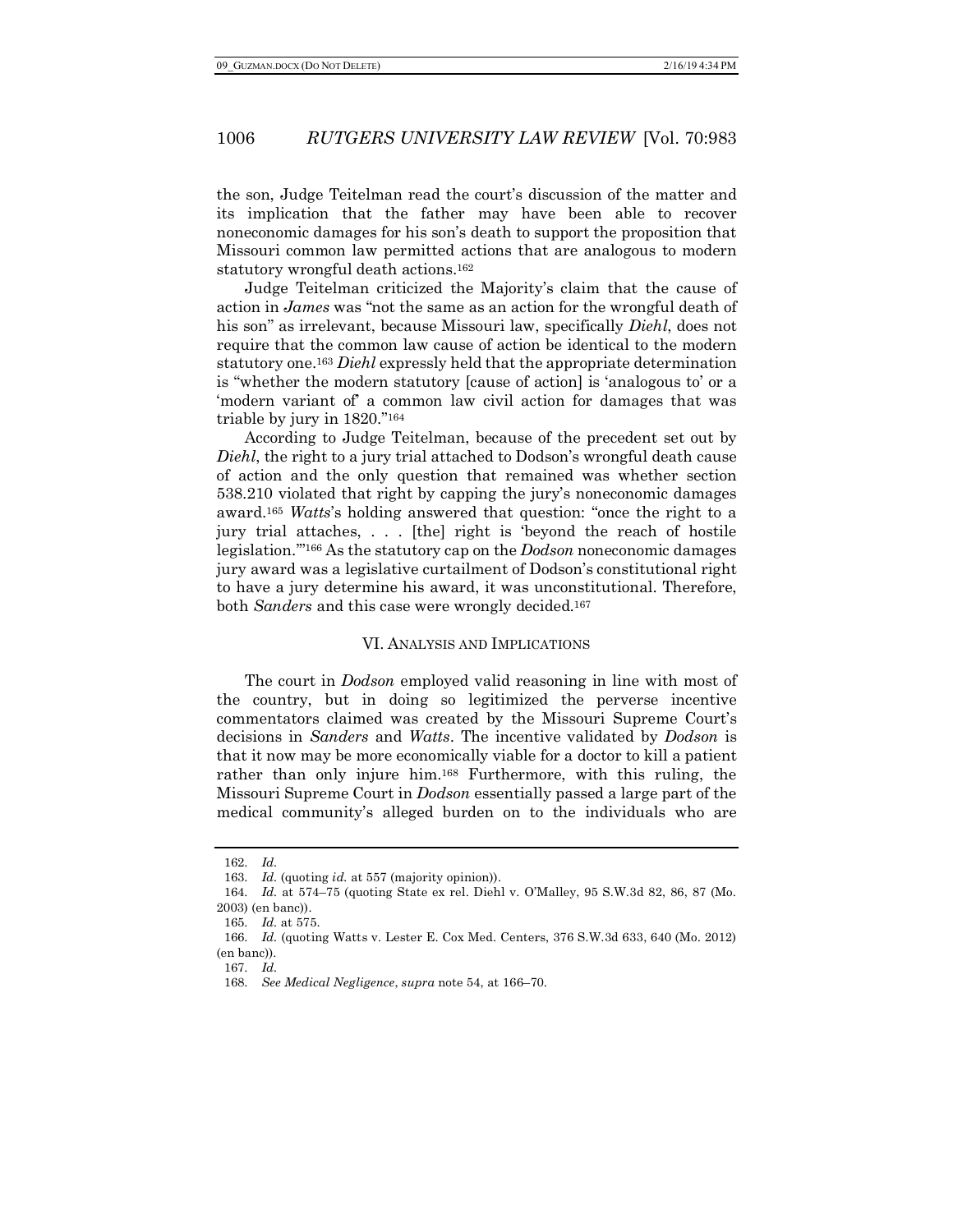the son, Judge Teitelman read the court's discussion of the matter and its implication that the father may have been able to recover noneconomic damages for his son's death to support the proposition that Missouri common law permitted actions that are analogous to modern statutory wrongful death actions.[162]

Judge Teitelman criticized the Majority's claim that the cause of action in *James* was "not the same as an action for the wrongful death of his son" as irrelevant, because Missouri law, specifically *Diehl*, does not require that the common law cause of action be identical to the modern statutory one.[163] *Diehl* expressly held that the appropriate determination is "whether the modern statutory [cause of action] is 'analogous to' or a 'modern variant of' a common law civil action for damages that was triable by jury in 1820."[164]

According to Judge Teitelman, because of the precedent set out by *Diehl*, the right to a jury trial attached to Dodson's wrongful death cause of action and the only question that remained was whether section 538.210 violated that right by capping the jury's noneconomic damages award.[165] *Watts*'s holding answered that question: "once the right to a jury trial attaches, . . . [the] right is 'beyond the reach of hostile legislation.'"[166] As the statutory cap on the *Dodson* noneconomic damages jury award was a legislative curtailment of Dodson's constitutional right to have a jury determine his award, it was unconstitutional. Therefore, both *Sanders* and this case were wrongly decided.[167]

## VI. Analysis and Implications

The court in *Dodson* employed valid reasoning in line with most of the country, but in doing so legitimized the perverse incentive commentators claimed was created by the Missouri Supreme Court's decisions in *Sanders* and *Watts*. The incentive validated by *Dodson* is that it now may be more economically viable for a doctor to kill a patient rather than only injure him.[168] Furthermore, with this ruling, the Missouri Supreme Court in *Dodson* essentially passed a large part of the medical community's alleged burden on to the individuals who are

---

162. *Id.*

163. *Id.* (quoting *id.* at 557 (majority opinion)).

164. *Id.* at 574–75 (quoting State ex rel. Diehl v. O'Malley, 95 S.W.3d 82, 86, 87 (Mo. 2003) (en banc)).

165. *Id.* at 575.

166. *Id.* (quoting Watts v. Lester E. Cox Med. Centers, 376 S.W.3d 633, 640 (Mo. 2012) (en banc)).

167. *Id.*

168. *See Medical Negligence*, *supra* note 54, at 166–70.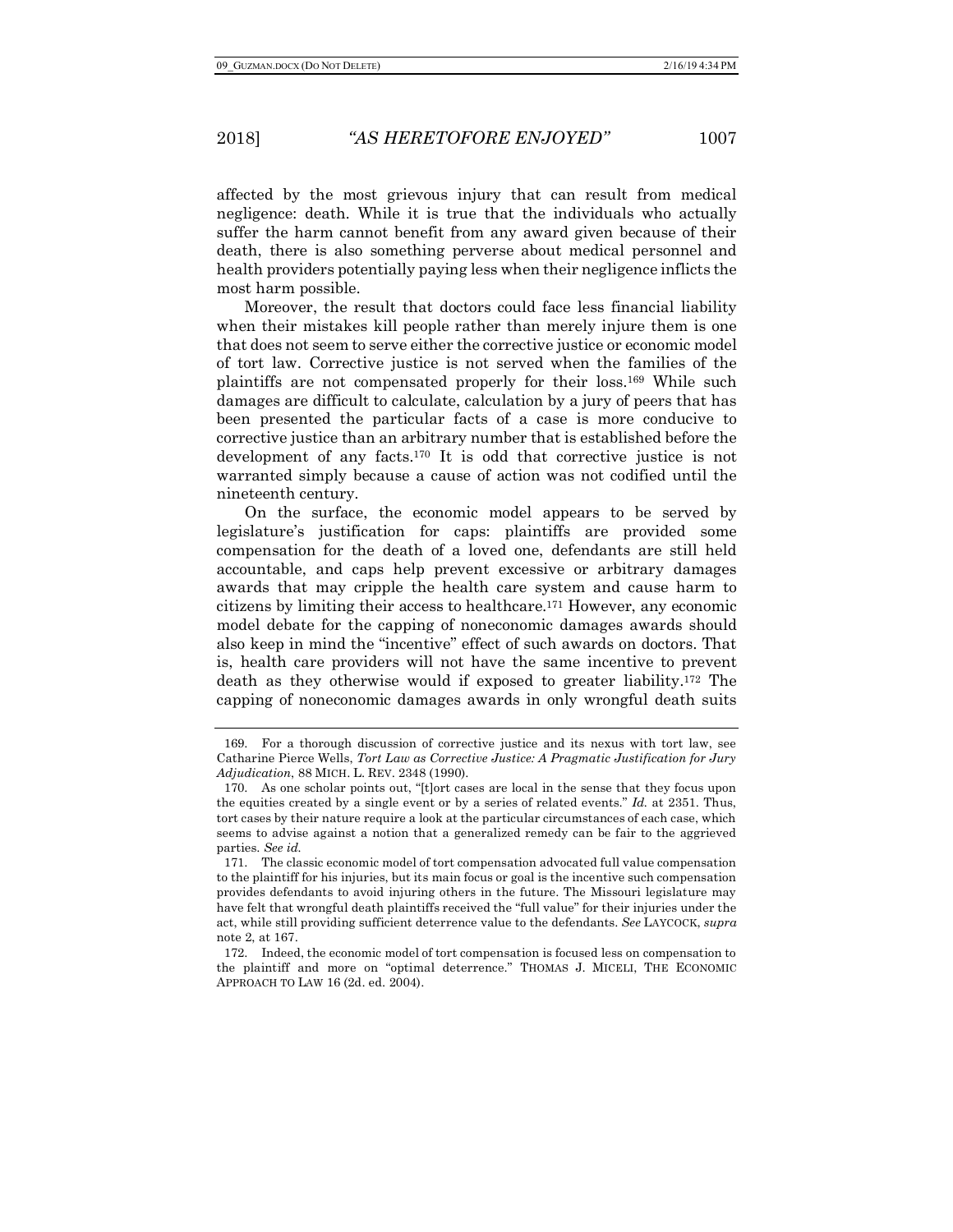affected by the most grievous injury that can result from medical negligence: death. While it is true that the individuals who actually suffer the harm cannot benefit from any award given because of their death, there is also something perverse about medical personnel and health providers potentially paying less when their negligence inflicts the most harm possible.

Moreover, the result that doctors could face less financial liability when their mistakes kill people rather than merely injure them is one that does not seem to serve either the corrective justice or economic model of tort law. Corrective justice is not served when the families of the plaintiffs are not compensated properly for their loss.[169] While such damages are difficult to calculate, calculation by a jury of peers that has been presented the particular facts of a case is more conducive to corrective justice than an arbitrary number that is established before the development of any facts.[170] It is odd that corrective justice is not warranted simply because a cause of action was not codified until the nineteenth century.

On the surface, the economic model appears to be served by legislature's justification for caps: plaintiffs are provided some compensation for the death of a loved one, defendants are still held accountable, and caps help prevent excessive or arbitrary damages awards that may cripple the health care system and cause harm to citizens by limiting their access to healthcare.[171] However, any economic model debate for the capping of noneconomic damages awards should also keep in mind the "incentive" effect of such awards on doctors. That is, health care providers will not have the same incentive to prevent death as they otherwise would if exposed to greater liability.[172] The capping of noneconomic damages awards in only wrongful death suits

---

169. For a thorough discussion of corrective justice and its nexus with tort law, see Catharine Pierce Wells, *Tort Law as Corrective Justice: A Pragmatic Justification for Jury Adjudication*, 88 MICH. L. REV. 2348 (1990).

170. As one scholar points out, "[t]ort cases are local in the sense that they focus upon the equities created by a single event or by a series of related events." *Id.* at 2351. Thus, tort cases by their nature require a look at the particular circumstances of each case, which seems to advise against a notion that a generalized remedy can be fair to the aggrieved parties. *See id.*

171. The classic economic model of tort compensation advocated full value compensation to the plaintiff for his injuries, but its main focus or goal is the incentive such compensation provides defendants to avoid injuring others in the future. The Missouri legislature may have felt that wrongful death plaintiffs received the "full value" for their injuries under the act, while still providing sufficient deterrence value to the defendants. *See* LAYCOCK, *supra* note 2, at 167.

172. Indeed, the economic model of tort compensation is focused less on compensation to the plaintiff and more on "optimal deterrence." THOMAS J. MICELI, THE ECONOMIC APPROACH TO LAW 16 (2d. ed. 2004).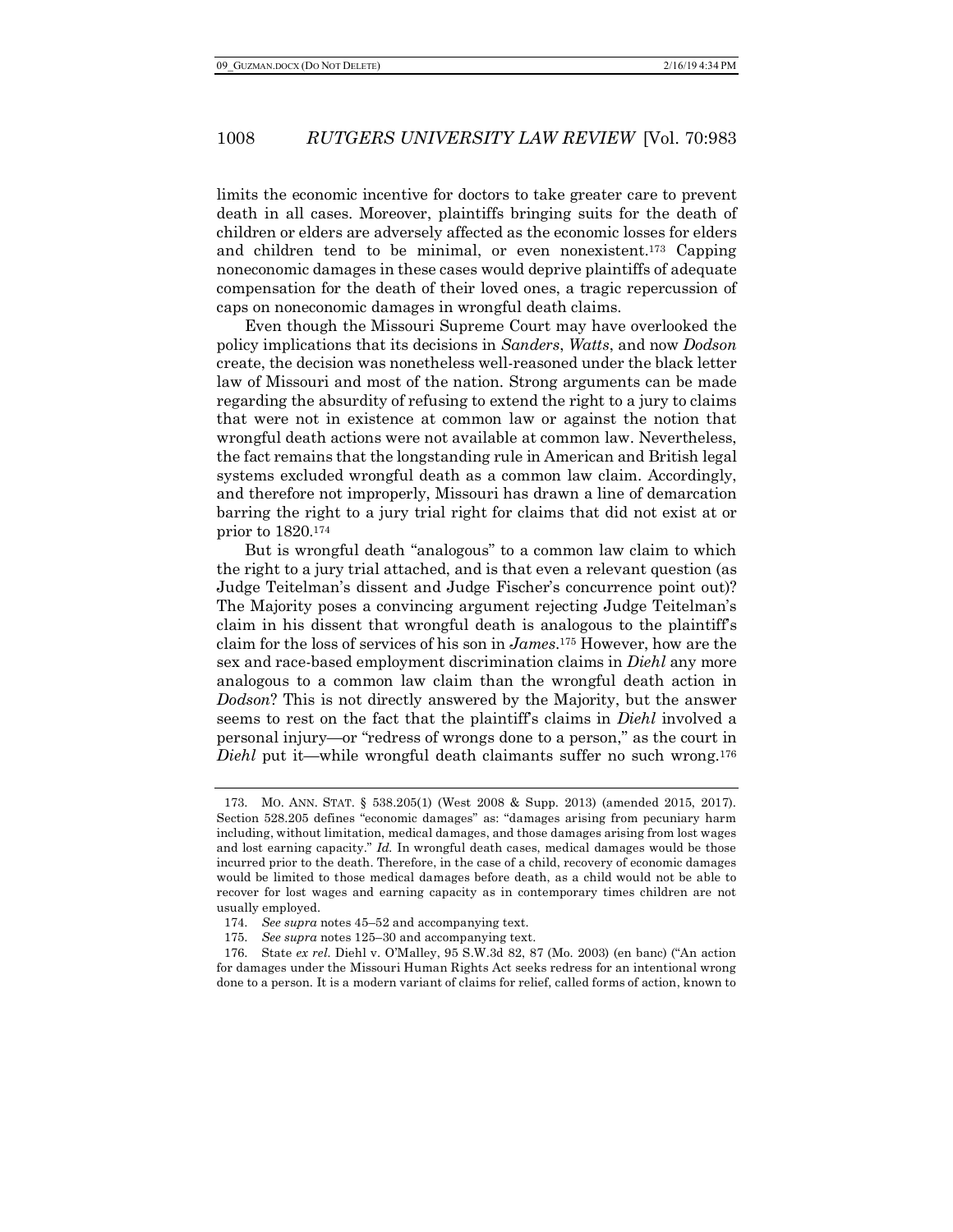limits the economic incentive for doctors to take greater care to prevent death in all cases. Moreover, plaintiffs bringing suits for the death of children or elders are adversely affected as the economic losses for elders and children tend to be minimal, or even nonexistent.[173] Capping noneconomic damages in these cases would deprive plaintiffs of adequate compensation for the death of their loved ones, a tragic repercussion of caps on noneconomic damages in wrongful death claims.

Even though the Missouri Supreme Court may have overlooked the policy implications that its decisions in *Sanders*, *Watts*, and now *Dodson* create, the decision was nonetheless well-reasoned under the black letter law of Missouri and most of the nation. Strong arguments can be made regarding the absurdity of refusing to extend the right to a jury to claims that were not in existence at common law or against the notion that wrongful death actions were not available at common law. Nevertheless, the fact remains that the longstanding rule in American and British legal systems excluded wrongful death as a common law claim. Accordingly, and therefore not improperly, Missouri has drawn a line of demarcation barring the right to a jury trial right for claims that did not exist at or prior to 1820.[174]

But is wrongful death "analogous" to a common law claim to which the right to a jury trial attached, and is that even a relevant question (as Judge Teitelman's dissent and Judge Fischer's concurrence point out)? The Majority poses a convincing argument rejecting Judge Teitelman's claim in his dissent that wrongful death is analogous to the plaintiff's claim for the loss of services of his son in *James*.[175] However, how are the sex and race-based employment discrimination claims in *Diehl* any more analogous to a common law claim than the wrongful death action in *Dodson*? This is not directly answered by the Majority, but the answer seems to rest on the fact that the plaintiff's claims in *Diehl* involved a personal injury—or "redress of wrongs done to a person," as the court in *Diehl* put it—while wrongful death claimants suffer no such wrong.[176]

---

173. MO. ANN. STAT. § 538.205(1) (West 2008 & Supp. 2013) (amended 2015, 2017). Section 528.205 defines "economic damages" as: "damages arising from pecuniary harm including, without limitation, medical damages, and those damages arising from lost wages and lost earning capacity." *Id.* In wrongful death cases, medical damages would be those incurred prior to the death. Therefore, in the case of a child, recovery of economic damages would be limited to those medical damages before death, as a child would not be able to recover for lost wages and earning capacity as in contemporary times children are not usually employed.

174. *See supra* notes 45–52 and accompanying text.

175. *See supra* notes 125–30 and accompanying text.

176. State *ex rel.* Diehl v. O'Malley, 95 S.W.3d 82, 87 (Mo. 2003) (en banc) ("An action for damages under the Missouri Human Rights Act seeks redress for an intentional wrong done to a person. It is a modern variant of claims for relief, called forms of action, known to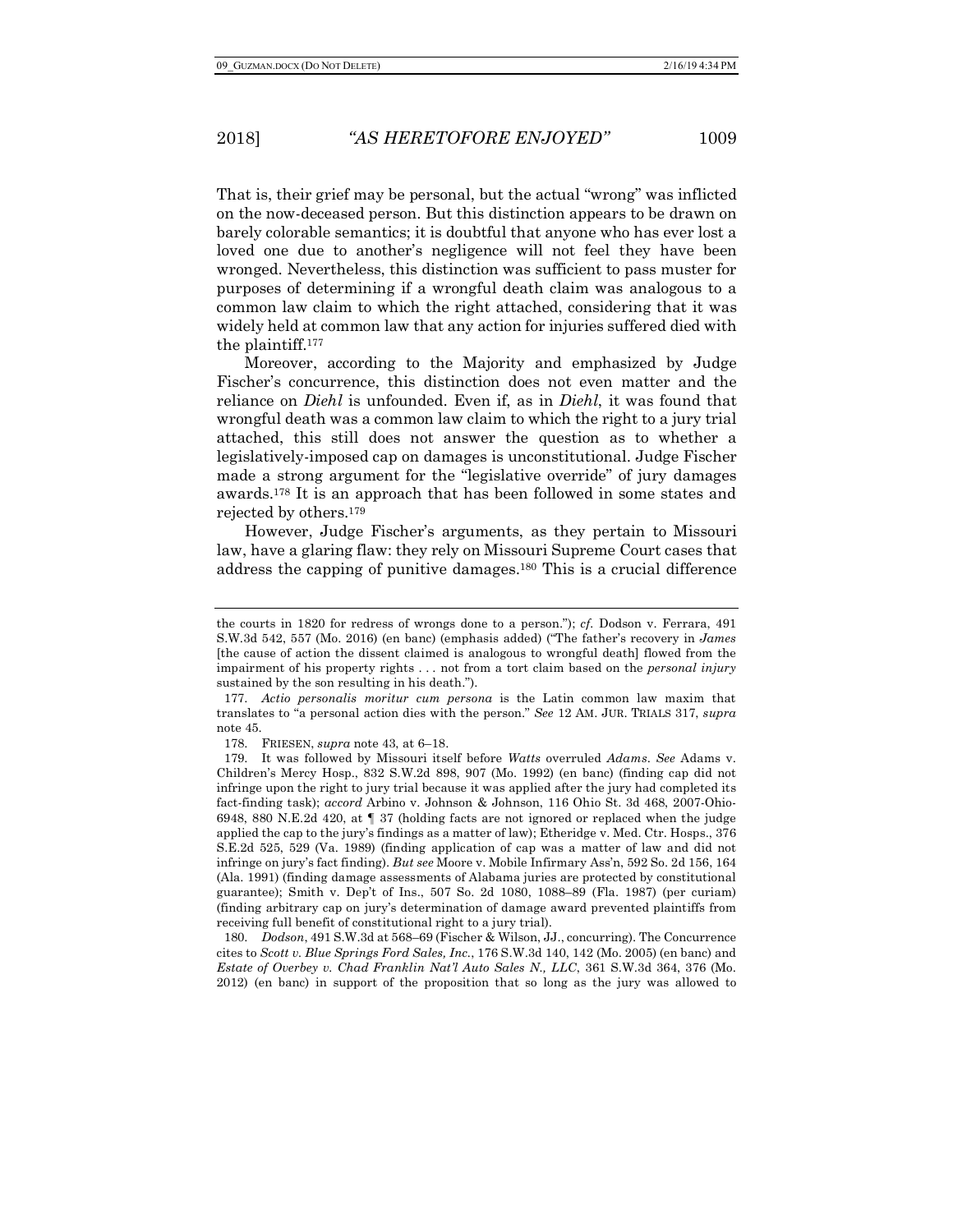That is, their grief may be personal, but the actual "wrong" was inflicted on the now-deceased person. But this distinction appears to be drawn on barely colorable semantics; it is doubtful that anyone who has ever lost a loved one due to another's negligence will not feel they have been wronged. Nevertheless, this distinction was sufficient to pass muster for purposes of determining if a wrongful death claim was analogous to a common law claim to which the right attached, considering that it was widely held at common law that any action for injuries suffered died with the plaintiff.[177]

Moreover, according to the Majority and emphasized by Judge Fischer's concurrence, this distinction does not even matter and the reliance on *Diehl* is unfounded. Even if, as in *Diehl*, it was found that wrongful death was a common law claim to which the right to a jury trial attached, this still does not answer the question as to whether a legislatively-imposed cap on damages is unconstitutional. Judge Fischer made a strong argument for the "legislative override" of jury damages awards.[178] It is an approach that has been followed in some states and rejected by others.[179]

However, Judge Fischer's arguments, as they pertain to Missouri law, have a glaring flaw: they rely on Missouri Supreme Court cases that address the capping of punitive damages.[180] This is a crucial difference

---

the courts in 1820 for redress of wrongs done to a person."); *cf.* Dodson v. Ferrara, 491 S.W.3d 542, 557 (Mo. 2016) (en banc) (emphasis added) ("The father's recovery in *James* [the cause of action the dissent claimed is analogous to wrongful death] flowed from the impairment of his property rights . . . not from a tort claim based on the *personal injury* sustained by the son resulting in his death.").

177. *Actio personalis moritur cum persona* is the Latin common law maxim that translates to "a personal action dies with the person." *See* 12 AM. JUR. TRIALS 317, *supra* note 45.

178. FRIESEN, *supra* note 43, at 6–18.

179. It was followed by Missouri itself before *Watts* overruled *Adams*. *See* Adams v. Children's Mercy Hosp., 832 S.W.2d 898, 907 (Mo. 1992) (en banc) (finding cap did not infringe upon the right to jury trial because it was applied after the jury had completed its fact-finding task); *accord* Arbino v. Johnson & Johnson, 116 Ohio St. 3d 468, 2007-Ohio-6948, 880 N.E.2d 420, at ¶ 37 (holding facts are not ignored or replaced when the judge applied the cap to the jury's findings as a matter of law); Etheridge v. Med. Ctr. Hosps., 376 S.E.2d 525, 529 (Va. 1989) (finding application of cap was a matter of law and did not infringe on jury's fact finding). *But see* Moore v. Mobile Infirmary Ass'n, 592 So. 2d 156, 164 (Ala. 1991) (finding damage assessments of Alabama juries are protected by constitutional guarantee); Smith v. Dep't of Ins., 507 So. 2d 1080, 1088–89 (Fla. 1987) (per curiam) (finding arbitrary cap on jury's determination of damage award prevented plaintiffs from receiving full benefit of constitutional right to a jury trial).

180. *Dodson*, 491 S.W.3d at 568–69 (Fischer & Wilson, JJ., concurring). The Concurrence cites to *Scott v. Blue Springs Ford Sales, Inc.*, 176 S.W.3d 140, 142 (Mo. 2005) (en banc) and *Estate of Overbey v. Chad Franklin Nat'l Auto Sales N., LLC*, 361 S.W.3d 364, 376 (Mo. 2012) (en banc) in support of the proposition that so long as the jury was allowed to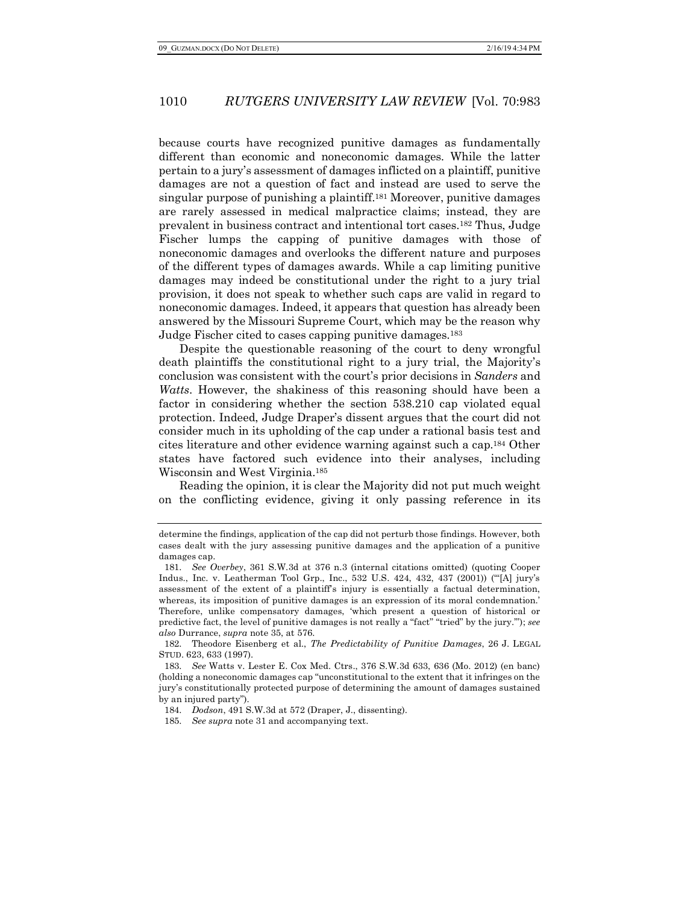because courts have recognized punitive damages as fundamentally different than economic and noneconomic damages. While the latter pertain to a jury's assessment of damages inflicted on a plaintiff, punitive damages are not a question of fact and instead are used to serve the singular purpose of punishing a plaintiff.[181] Moreover, punitive damages are rarely assessed in medical malpractice claims; instead, they are prevalent in business contract and intentional tort cases.[182] Thus, Judge Fischer lumps the capping of punitive damages with those of noneconomic damages and overlooks the different nature and purposes of the different types of damages awards. While a cap limiting punitive damages may indeed be constitutional under the right to a jury trial provision, it does not speak to whether such caps are valid in regard to noneconomic damages. Indeed, it appears that question has already been answered by the Missouri Supreme Court, which may be the reason why Judge Fischer cited to cases capping punitive damages.[183]

Despite the questionable reasoning of the court to deny wrongful death plaintiffs the constitutional right to a jury trial, the Majority's conclusion was consistent with the court's prior decisions in *Sanders* and *Watts*. However, the shakiness of this reasoning should have been a factor in considering whether the section 538.210 cap violated equal protection. Indeed, Judge Draper's dissent argues that the court did not consider much in its upholding of the cap under a rational basis test and cites literature and other evidence warning against such a cap.[184] Other states have factored such evidence into their analyses, including Wisconsin and West Virginia.[185]

Reading the opinion, it is clear the Majority did not put much weight on the conflicting evidence, giving it only passing reference in its

---

determine the findings, application of the cap did not perturb those findings. However, both cases dealt with the jury assessing punitive damages and the application of a punitive damages cap.

181. *See Overbey*, 361 S.W.3d at 376 n.3 (internal citations omitted) (quoting Cooper Indus., Inc. v. Leatherman Tool Grp., Inc., 532 U.S. 424, 432, 437 (2001)) ("'[A] jury's assessment of the extent of a plaintiff's injury is essentially a factual determination, whereas, its imposition of punitive damages is an expression of its moral condemnation.' Therefore, unlike compensatory damages, 'which present a question of historical or predictive fact, the level of punitive damages is not really a "fact" "tried" by the jury.'"); *see also* Durrance, *supra* note 35, at 576.

182. Theodore Eisenberg et al., *The Predictability of Punitive Damages*, 26 J. LEGAL STUD. 623, 633 (1997).

183. *See* Watts v. Lester E. Cox Med. Ctrs., 376 S.W.3d 633, 636 (Mo. 2012) (en banc) (holding a noneconomic damages cap "unconstitutional to the extent that it infringes on the jury's constitutionally protected purpose of determining the amount of damages sustained by an injured party").

184. *Dodson*, 491 S.W.3d at 572 (Draper, J., dissenting).

185. *See supra* note 31 and accompanying text.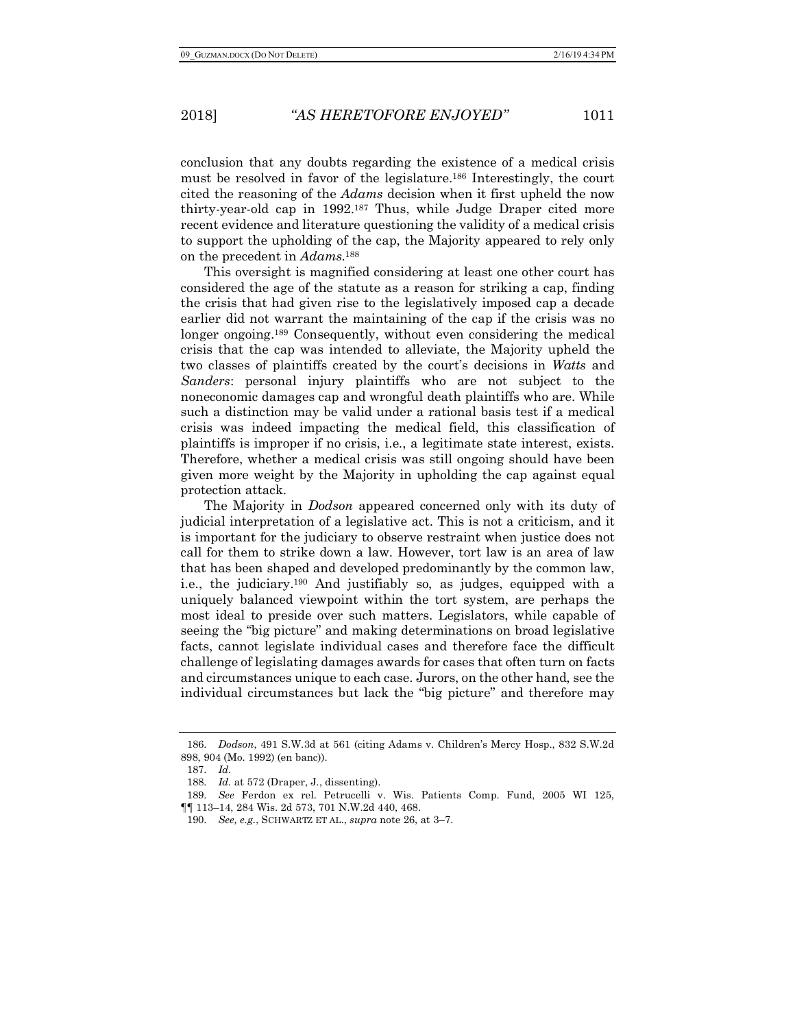conclusion that any doubts regarding the existence of a medical crisis must be resolved in favor of the legislature.[186] Interestingly, the court cited the reasoning of the *Adams* decision when it first upheld the now thirty-year-old cap in 1992.[187] Thus, while Judge Draper cited more recent evidence and literature questioning the validity of a medical crisis to support the upholding of the cap, the Majority appeared to rely only on the precedent in *Adams*.[188]

This oversight is magnified considering at least one other court has considered the age of the statute as a reason for striking a cap, finding the crisis that had given rise to the legislatively imposed cap a decade earlier did not warrant the maintaining of the cap if the crisis was no longer ongoing.[189] Consequently, without even considering the medical crisis that the cap was intended to alleviate, the Majority upheld the two classes of plaintiffs created by the court's decisions in *Watts* and *Sanders*: personal injury plaintiffs who are not subject to the noneconomic damages cap and wrongful death plaintiffs who are. While such a distinction may be valid under a rational basis test if a medical crisis was indeed impacting the medical field, this classification of plaintiffs is improper if no crisis, i.e., a legitimate state interest, exists. Therefore, whether a medical crisis was still ongoing should have been given more weight by the Majority in upholding the cap against equal protection attack.

The Majority in *Dodson* appeared concerned only with its duty of judicial interpretation of a legislative act. This is not a criticism, and it is important for the judiciary to observe restraint when justice does not call for them to strike down a law. However, tort law is an area of law that has been shaped and developed predominantly by the common law, i.e., the judiciary.[190] And justifiably so, as judges, equipped with a uniquely balanced viewpoint within the tort system, are perhaps the most ideal to preside over such matters. Legislators, while capable of seeing the "big picture" and making determinations on broad legislative facts, cannot legislate individual cases and therefore face the difficult challenge of legislating damages awards for cases that often turn on facts and circumstances unique to each case. Jurors, on the other hand, see the individual circumstances but lack the "big picture" and therefore may

---

186. *Dodson*, 491 S.W.3d at 561 (citing Adams v. Children's Mercy Hosp., 832 S.W.2d 898, 904 (Mo. 1992) (en banc)).

187. *Id.*

188. *Id.* at 572 (Draper, J., dissenting).

189. *See* Ferdon ex rel. Petrucelli v. Wis. Patients Comp. Fund, 2005 WI 125, ¶¶ 113–14, 284 Wis. 2d 573, 701 N.W.2d 440, 468.

190. *See, e.g.*, SCHWARTZ ET AL., *supra* note 26, at 3–7.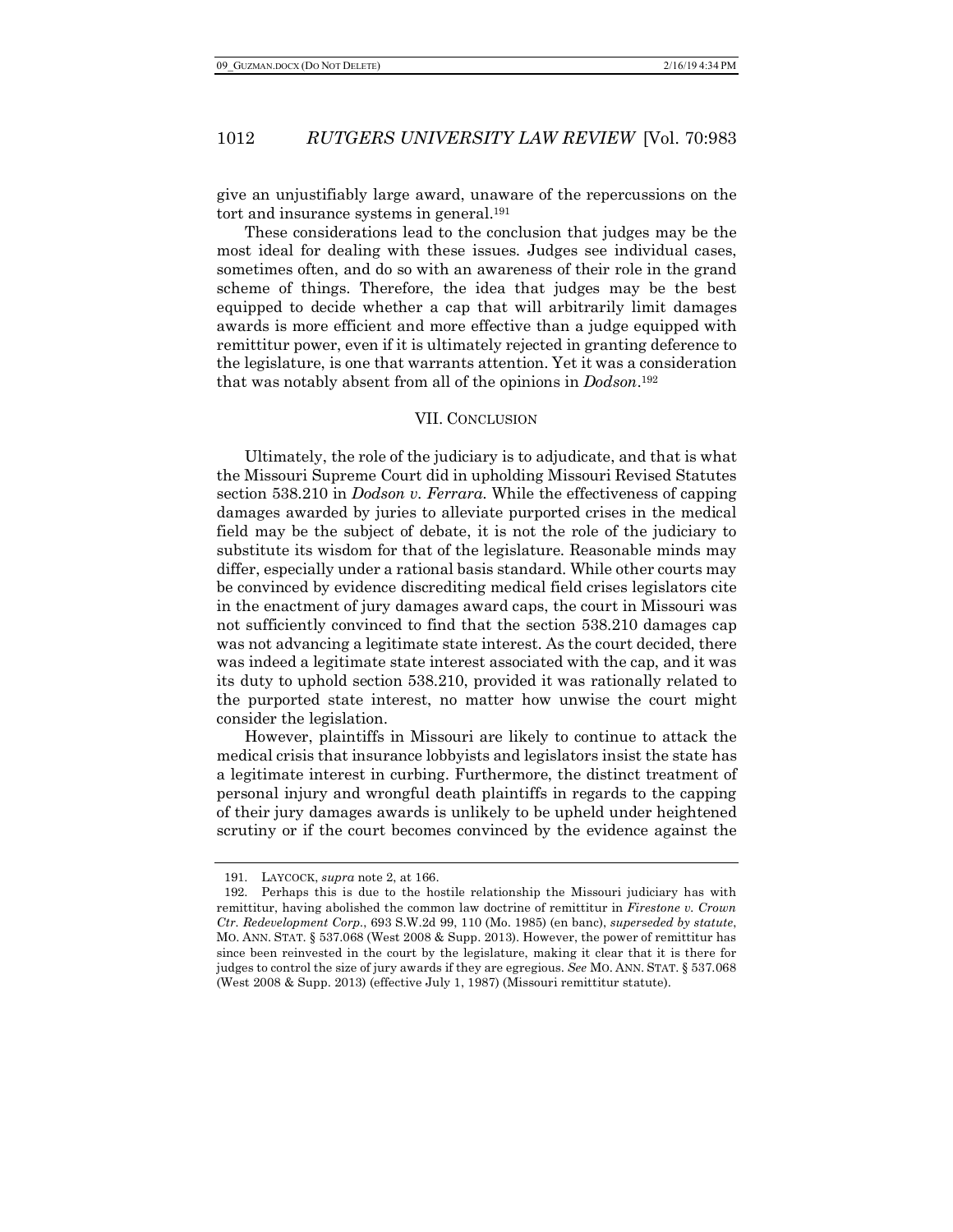give an unjustifiably large award, unaware of the repercussions on the tort and insurance systems in general.[191]

These considerations lead to the conclusion that judges may be the most ideal for dealing with these issues. Judges see individual cases, sometimes often, and do so with an awareness of their role in the grand scheme of things. Therefore, the idea that judges may be the best equipped to decide whether a cap that will arbitrarily limit damages awards is more efficient and more effective than a judge equipped with remittitur power, even if it is ultimately rejected in granting deference to the legislature, is one that warrants attention. Yet it was a consideration that was notably absent from all of the opinions in *Dodson*.[192]

## VII. CONCLUSION

Ultimately, the role of the judiciary is to adjudicate, and that is what the Missouri Supreme Court did in upholding Missouri Revised Statutes section 538.210 in *Dodson v. Ferrara.* While the effectiveness of capping damages awarded by juries to alleviate purported crises in the medical field may be the subject of debate, it is not the role of the judiciary to substitute its wisdom for that of the legislature. Reasonable minds may differ, especially under a rational basis standard. While other courts may be convinced by evidence discrediting medical field crises legislators cite in the enactment of jury damages award caps, the court in Missouri was not sufficiently convinced to find that the section 538.210 damages cap was not advancing a legitimate state interest. As the court decided, there was indeed a legitimate state interest associated with the cap, and it was its duty to uphold section 538.210, provided it was rationally related to the purported state interest, no matter how unwise the court might consider the legislation.

However, plaintiffs in Missouri are likely to continue to attack the medical crisis that insurance lobbyists and legislators insist the state has a legitimate interest in curbing. Furthermore, the distinct treatment of personal injury and wrongful death plaintiffs in regards to the capping of their jury damages awards is unlikely to be upheld under heightened scrutiny or if the court becomes convinced by the evidence against the

---

191. LAYCOCK, *supra* note 2, at 166.

192. Perhaps this is due to the hostile relationship the Missouri judiciary has with remittitur, having abolished the common law doctrine of remittitur in *Firestone v. Crown Ctr. Redevelopment Corp.*, 693 S.W.2d 99, 110 (Mo. 1985) (en banc), *superseded by statute*, MO. ANN. STAT. § 537.068 (West 2008 & Supp. 2013). However, the power of remittitur has since been reinvested in the court by the legislature, making it clear that it is there for judges to control the size of jury awards if they are egregious. *See* MO. ANN. STAT. § 537.068 (West 2008 & Supp. 2013) (effective July 1, 1987) (Missouri remittitur statute).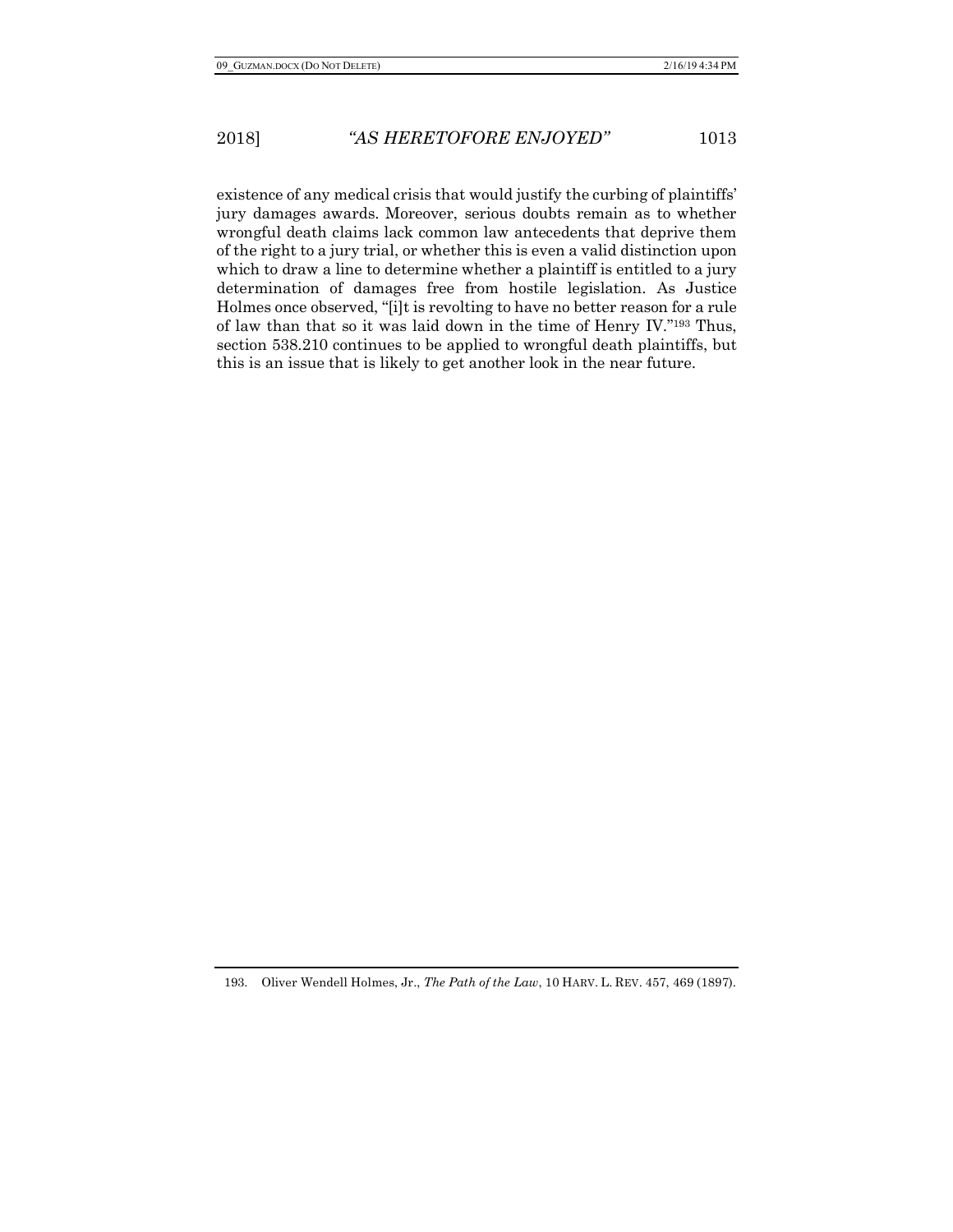existence of any medical crisis that would justify the curbing of plaintiffs' jury damages awards. Moreover, serious doubts remain as to whether wrongful death claims lack common law antecedents that deprive them of the right to a jury trial, or whether this is even a valid distinction upon which to draw a line to determine whether a plaintiff is entitled to a jury determination of damages free from hostile legislation. As Justice Holmes once observed, "[i]t is revolting to have no better reason for a rule of law than that so it was laid down in the time of Henry IV."[193] Thus, section 538.210 continues to be applied to wrongful death plaintiffs, but this is an issue that is likely to get another look in the near future.

---

193. Oliver Wendell Holmes, Jr., *The Path of the Law*, 10 HARV. L. REV. 457, 469 (1897).